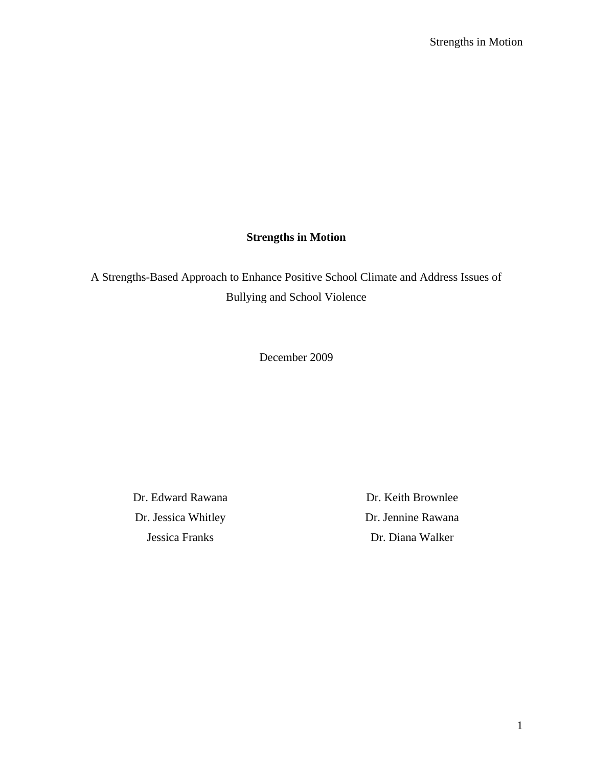# Strengths in Motion

A Strengths-Based Approach to Enhance Positive School Climate and Address Issues of Bullying and School Violence

December 2009

Dr. Edward Rawana
Dr. Jessica Whitley
Jessica Franks

Dr. Keith Brownlee
Dr. Jennine Rawana
Dr. Diana Walker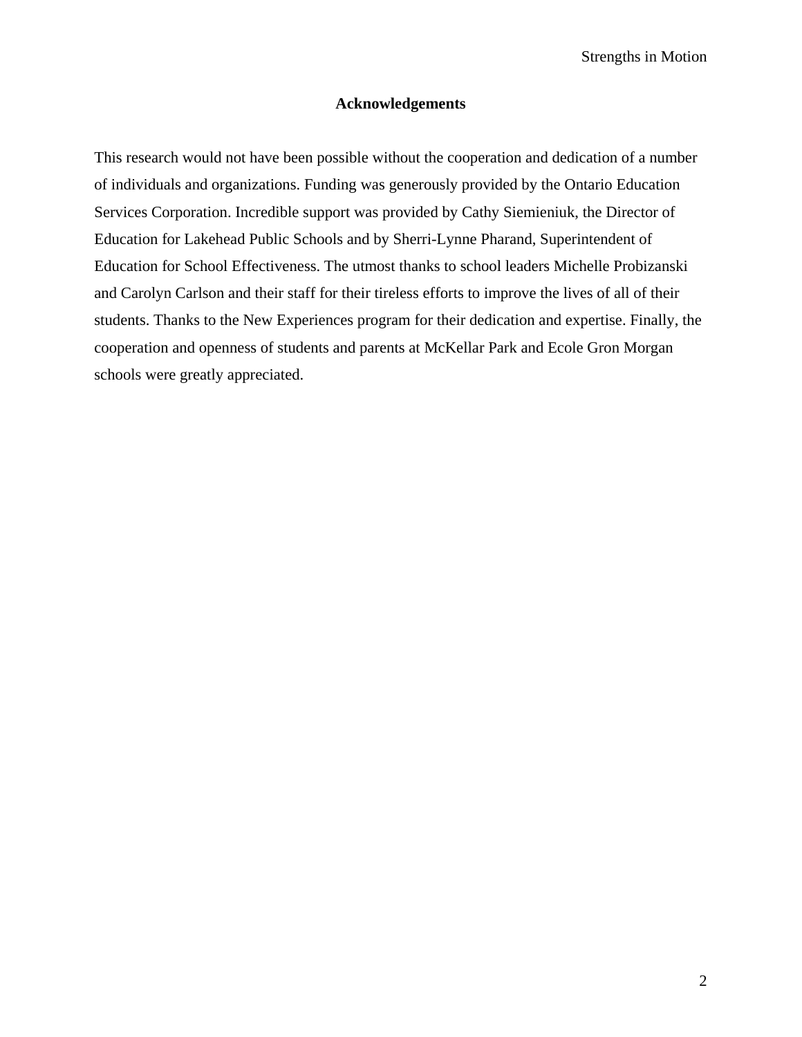## Acknowledgements

This research would not have been possible without the cooperation and dedication of a number of individuals and organizations. Funding was generously provided by the Ontario Education Services Corporation. Incredible support was provided by Cathy Siemieniuk, the Director of Education for Lakehead Public Schools and by Sherri-Lynne Pharand, Superintendent of Education for School Effectiveness. The utmost thanks to school leaders Michelle Probizanski and Carolyn Carlson and their staff for their tireless efforts to improve the lives of all of their students. Thanks to the New Experiences program for their dedication and expertise. Finally, the cooperation and openness of students and parents at McKellar Park and Ecole Gron Morgan schools were greatly appreciated.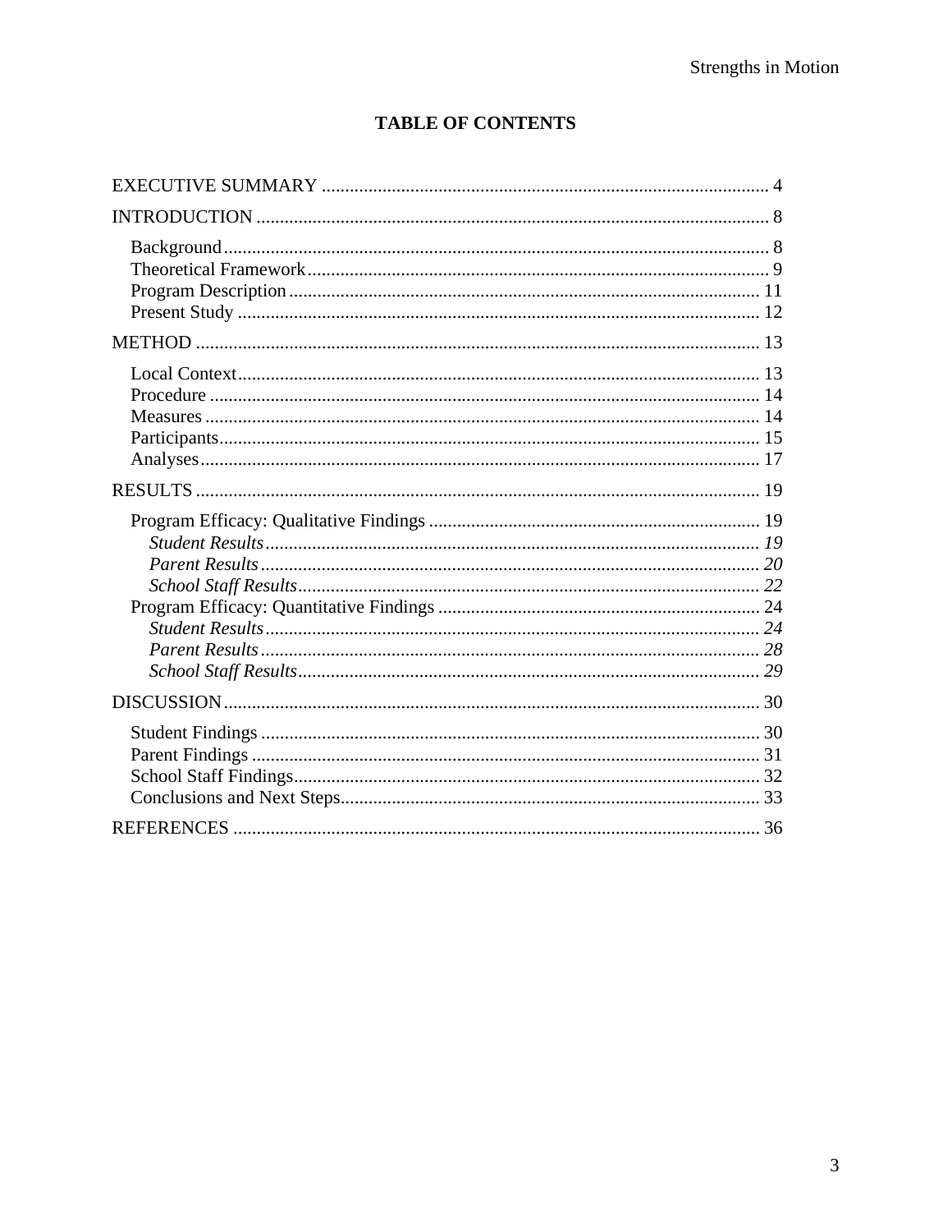# TABLE OF CONTENTS

EXECUTIVE SUMMARY ........................................................................................ 4

INTRODUCTION ................................................................................................ 8

- Background ..................................................................................................... 8
- Theoretical Framework ................................................................................... 9
- Program Description ...................................................................................... 11
- Present Study ................................................................................................. 12

METHOD ........................................................................................................... 13

- Local Context .................................................................................................. 13
- Procedure ....................................................................................................... 14
- Measures ........................................................................................................ 14
- Participants ..................................................................................................... 15
- Analyses ......................................................................................................... 17

RESULTS ........................................................................................................... 19

- Program Efficacy: Qualitative Findings ........................................................... 19
  - *Student Results* ........................................................................................ *19*
  - *Parent Results* .......................................................................................... *20*
  - *School Staff Results* ................................................................................. *22*
- Program Efficacy: Quantitative Findings ......................................................... 24
  - *Student Results* ........................................................................................ *24*
  - *Parent Results* .......................................................................................... *28*
  - *School Staff Results* ................................................................................. *29*

DISCUSSION ..................................................................................................... 30

- Student Findings ............................................................................................. 30
- Parent Findings ............................................................................................... 31
- School Staff Findings ...................................................................................... 32
- Conclusions and Next Steps ............................................................................ 33

REFERENCES .................................................................................................... 36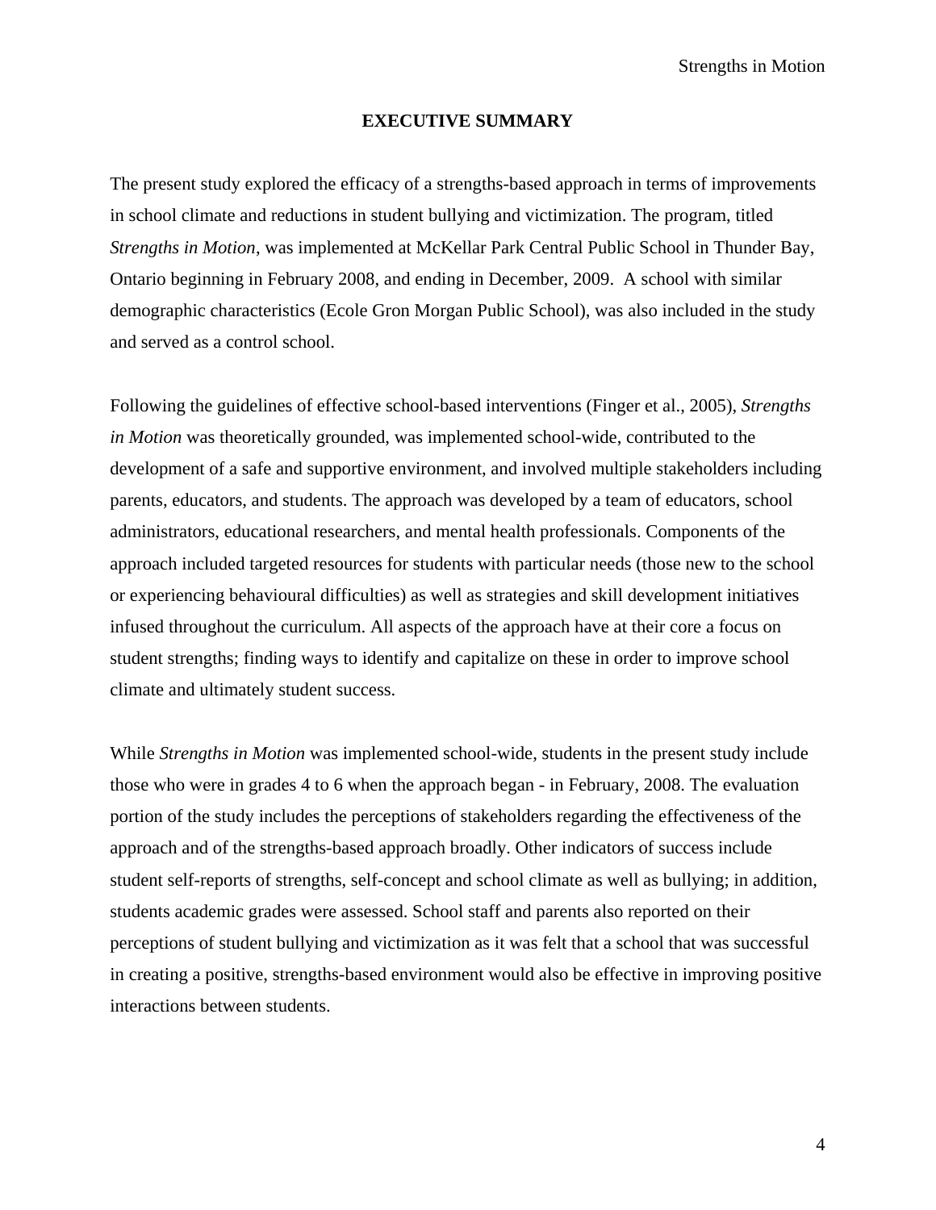## EXECUTIVE SUMMARY

The present study explored the efficacy of a strengths-based approach in terms of improvements in school climate and reductions in student bullying and victimization. The program, titled *Strengths in Motion*, was implemented at McKellar Park Central Public School in Thunder Bay, Ontario beginning in February 2008, and ending in December, 2009. A school with similar demographic characteristics (Ecole Gron Morgan Public School), was also included in the study and served as a control school.

Following the guidelines of effective school-based interventions (Finger et al., 2005), *Strengths in Motion* was theoretically grounded, was implemented school-wide, contributed to the development of a safe and supportive environment, and involved multiple stakeholders including parents, educators, and students. The approach was developed by a team of educators, school administrators, educational researchers, and mental health professionals. Components of the approach included targeted resources for students with particular needs (those new to the school or experiencing behavioural difficulties) as well as strategies and skill development initiatives infused throughout the curriculum. All aspects of the approach have at their core a focus on student strengths; finding ways to identify and capitalize on these in order to improve school climate and ultimately student success.

While *Strengths in Motion* was implemented school-wide, students in the present study include those who were in grades 4 to 6 when the approach began - in February, 2008. The evaluation portion of the study includes the perceptions of stakeholders regarding the effectiveness of the approach and of the strengths-based approach broadly. Other indicators of success include student self-reports of strengths, self-concept and school climate as well as bullying; in addition, students academic grades were assessed. School staff and parents also reported on their perceptions of student bullying and victimization as it was felt that a school that was successful in creating a positive, strengths-based environment would also be effective in improving positive interactions between students.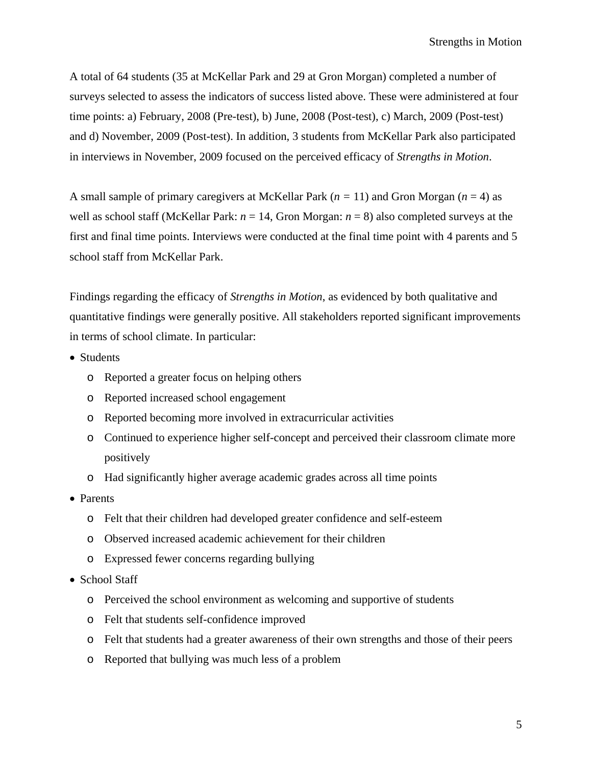A total of 64 students (35 at McKellar Park and 29 at Gron Morgan) completed a number of surveys selected to assess the indicators of success listed above. These were administered at four time points: a) February, 2008 (Pre-test), b) June, 2008 (Post-test), c) March, 2009 (Post-test) and d) November, 2009 (Post-test). In addition, 3 students from McKellar Park also participated in interviews in November, 2009 focused on the perceived efficacy of *Strengths in Motion*.

A small sample of primary caregivers at McKellar Park ($n = 11$) and Gron Morgan ($n = 4$) as well as school staff (McKellar Park: $n = 14$, Gron Morgan: $n = 8$) also completed surveys at the first and final time points. Interviews were conducted at the final time point with 4 parents and 5 school staff from McKellar Park.

Findings regarding the efficacy of *Strengths in Motion*, as evidenced by both qualitative and quantitative findings were generally positive. All stakeholders reported significant improvements in terms of school climate. In particular:

- Students
  - Reported a greater focus on helping others
  - Reported increased school engagement
  - Reported becoming more involved in extracurricular activities
  - Continued to experience higher self-concept and perceived their classroom climate more positively
  - Had significantly higher average academic grades across all time points
- Parents
  - Felt that their children had developed greater confidence and self-esteem
  - Observed increased academic achievement for their children
  - Expressed fewer concerns regarding bullying
- School Staff
  - Perceived the school environment as welcoming and supportive of students
  - Felt that students self-confidence improved
  - Felt that students had a greater awareness of their own strengths and those of their peers
  - Reported that bullying was much less of a problem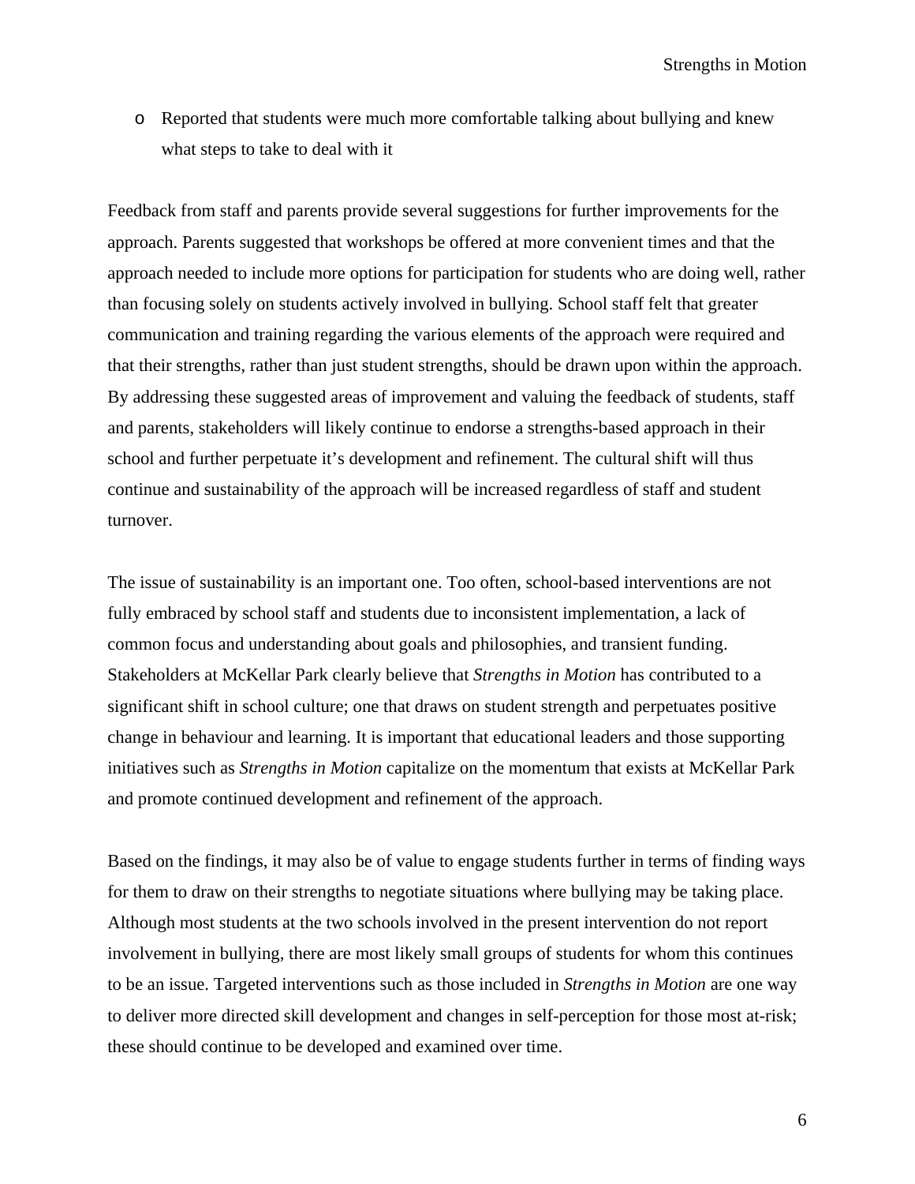- Reported that students were much more comfortable talking about bullying and knew what steps to take to deal with it

Feedback from staff and parents provide several suggestions for further improvements for the approach. Parents suggested that workshops be offered at more convenient times and that the approach needed to include more options for participation for students who are doing well, rather than focusing solely on students actively involved in bullying. School staff felt that greater communication and training regarding the various elements of the approach were required and that their strengths, rather than just student strengths, should be drawn upon within the approach. By addressing these suggested areas of improvement and valuing the feedback of students, staff and parents, stakeholders will likely continue to endorse a strengths-based approach in their school and further perpetuate it's development and refinement. The cultural shift will thus continue and sustainability of the approach will be increased regardless of staff and student turnover.

The issue of sustainability is an important one. Too often, school-based interventions are not fully embraced by school staff and students due to inconsistent implementation, a lack of common focus and understanding about goals and philosophies, and transient funding. Stakeholders at McKellar Park clearly believe that *Strengths in Motion* has contributed to a significant shift in school culture; one that draws on student strength and perpetuates positive change in behaviour and learning. It is important that educational leaders and those supporting initiatives such as *Strengths in Motion* capitalize on the momentum that exists at McKellar Park and promote continued development and refinement of the approach.

Based on the findings, it may also be of value to engage students further in terms of finding ways for them to draw on their strengths to negotiate situations where bullying may be taking place. Although most students at the two schools involved in the present intervention do not report involvement in bullying, there are most likely small groups of students for whom this continues to be an issue. Targeted interventions such as those included in *Strengths in Motion* are one way to deliver more directed skill development and changes in self-perception for those most at-risk; these should continue to be developed and examined over time.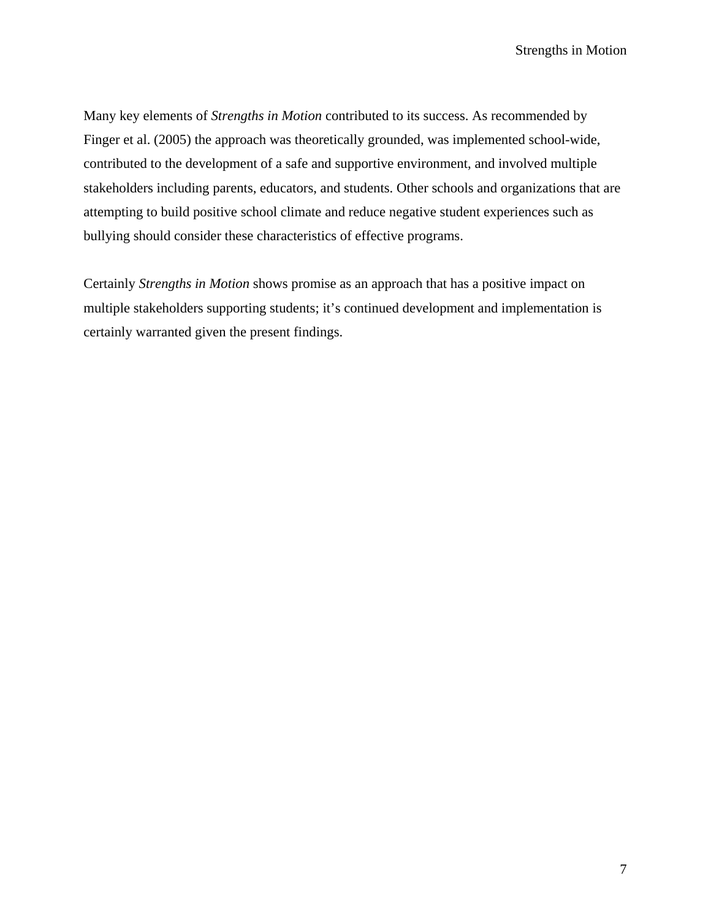Many key elements of *Strengths in Motion* contributed to its success. As recommended by Finger et al. (2005) the approach was theoretically grounded, was implemented school-wide, contributed to the development of a safe and supportive environment, and involved multiple stakeholders including parents, educators, and students. Other schools and organizations that are attempting to build positive school climate and reduce negative student experiences such as bullying should consider these characteristics of effective programs.

Certainly *Strengths in Motion* shows promise as an approach that has a positive impact on multiple stakeholders supporting students; it's continued development and implementation is certainly warranted given the present findings.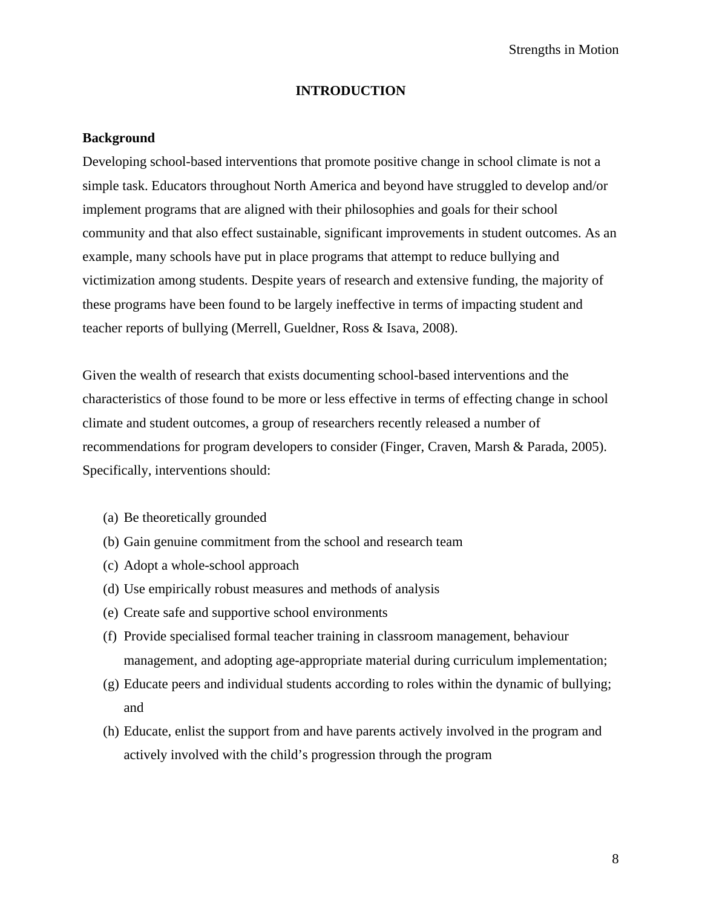# INTRODUCTION

## Background

Developing school-based interventions that promote positive change in school climate is not a simple task. Educators throughout North America and beyond have struggled to develop and/or implement programs that are aligned with their philosophies and goals for their school community and that also effect sustainable, significant improvements in student outcomes. As an example, many schools have put in place programs that attempt to reduce bullying and victimization among students. Despite years of research and extensive funding, the majority of these programs have been found to be largely ineffective in terms of impacting student and teacher reports of bullying (Merrell, Gueldner, Ross & Isava, 2008).

Given the wealth of research that exists documenting school-based interventions and the characteristics of those found to be more or less effective in terms of effecting change in school climate and student outcomes, a group of researchers recently released a number of recommendations for program developers to consider (Finger, Craven, Marsh & Parada, 2005). Specifically, interventions should:

(a) Be theoretically grounded
(b) Gain genuine commitment from the school and research team
(c) Adopt a whole-school approach
(d) Use empirically robust measures and methods of analysis
(e) Create safe and supportive school environments
(f) Provide specialised formal teacher training in classroom management, behaviour management, and adopting age-appropriate material during curriculum implementation;
(g) Educate peers and individual students according to roles within the dynamic of bullying; and
(h) Educate, enlist the support from and have parents actively involved in the program and actively involved with the child's progression through the program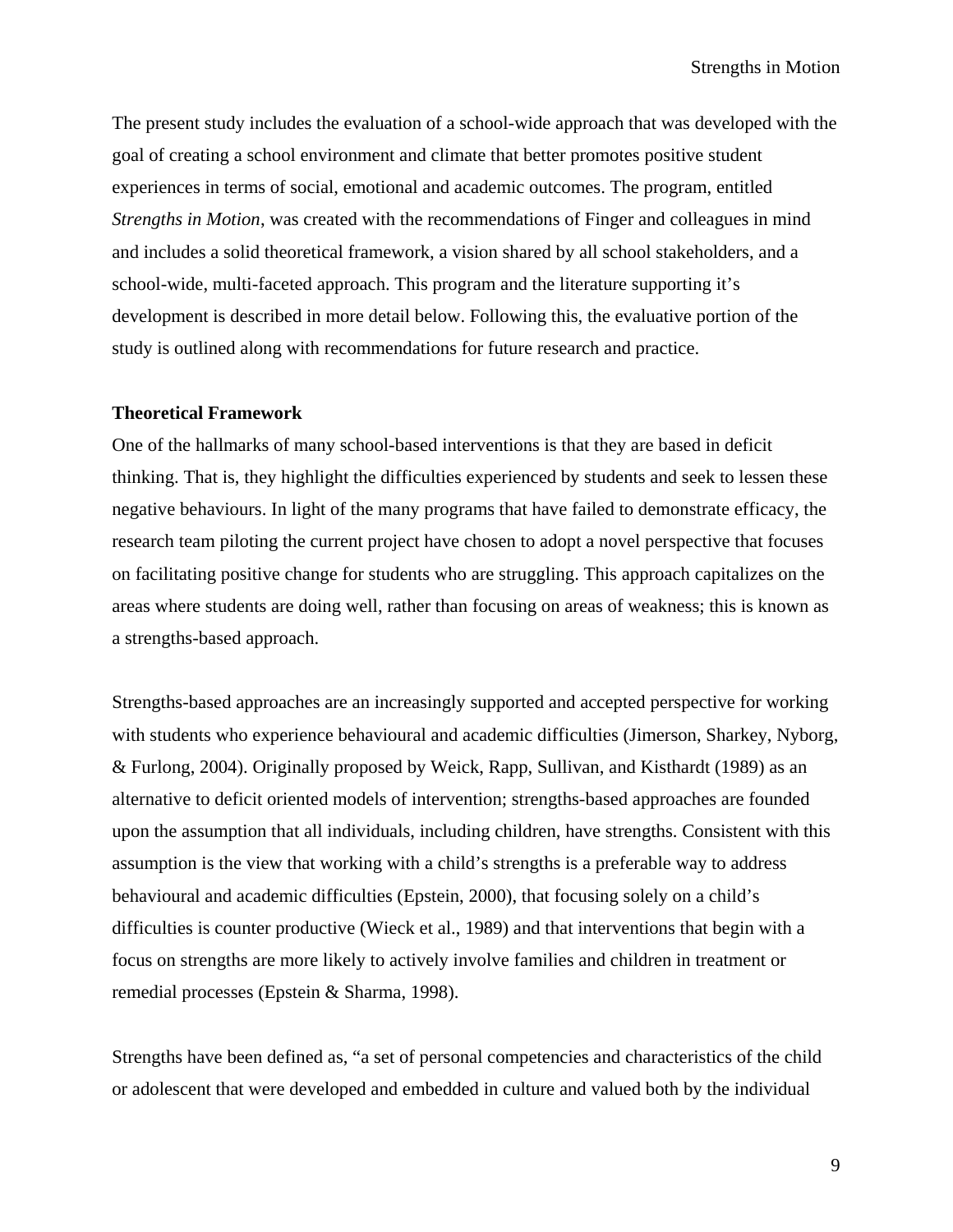The present study includes the evaluation of a school-wide approach that was developed with the goal of creating a school environment and climate that better promotes positive student experiences in terms of social, emotional and academic outcomes. The program, entitled *Strengths in Motion*, was created with the recommendations of Finger and colleagues in mind and includes a solid theoretical framework, a vision shared by all school stakeholders, and a school-wide, multi-faceted approach. This program and the literature supporting it's development is described in more detail below. Following this, the evaluative portion of the study is outlined along with recommendations for future research and practice.

**Theoretical Framework**

One of the hallmarks of many school-based interventions is that they are based in deficit thinking. That is, they highlight the difficulties experienced by students and seek to lessen these negative behaviours. In light of the many programs that have failed to demonstrate efficacy, the research team piloting the current project have chosen to adopt a novel perspective that focuses on facilitating positive change for students who are struggling. This approach capitalizes on the areas where students are doing well, rather than focusing on areas of weakness; this is known as a strengths-based approach.

Strengths-based approaches are an increasingly supported and accepted perspective for working with students who experience behavioural and academic difficulties (Jimerson, Sharkey, Nyborg, & Furlong, 2004). Originally proposed by Weick, Rapp, Sullivan, and Kisthardt (1989) as an alternative to deficit oriented models of intervention; strengths-based approaches are founded upon the assumption that all individuals, including children, have strengths. Consistent with this assumption is the view that working with a child's strengths is a preferable way to address behavioural and academic difficulties (Epstein, 2000), that focusing solely on a child's difficulties is counter productive (Wieck et al., 1989) and that interventions that begin with a focus on strengths are more likely to actively involve families and children in treatment or remedial processes (Epstein & Sharma, 1998).

Strengths have been defined as, "a set of personal competencies and characteristics of the child or adolescent that were developed and embedded in culture and valued both by the individual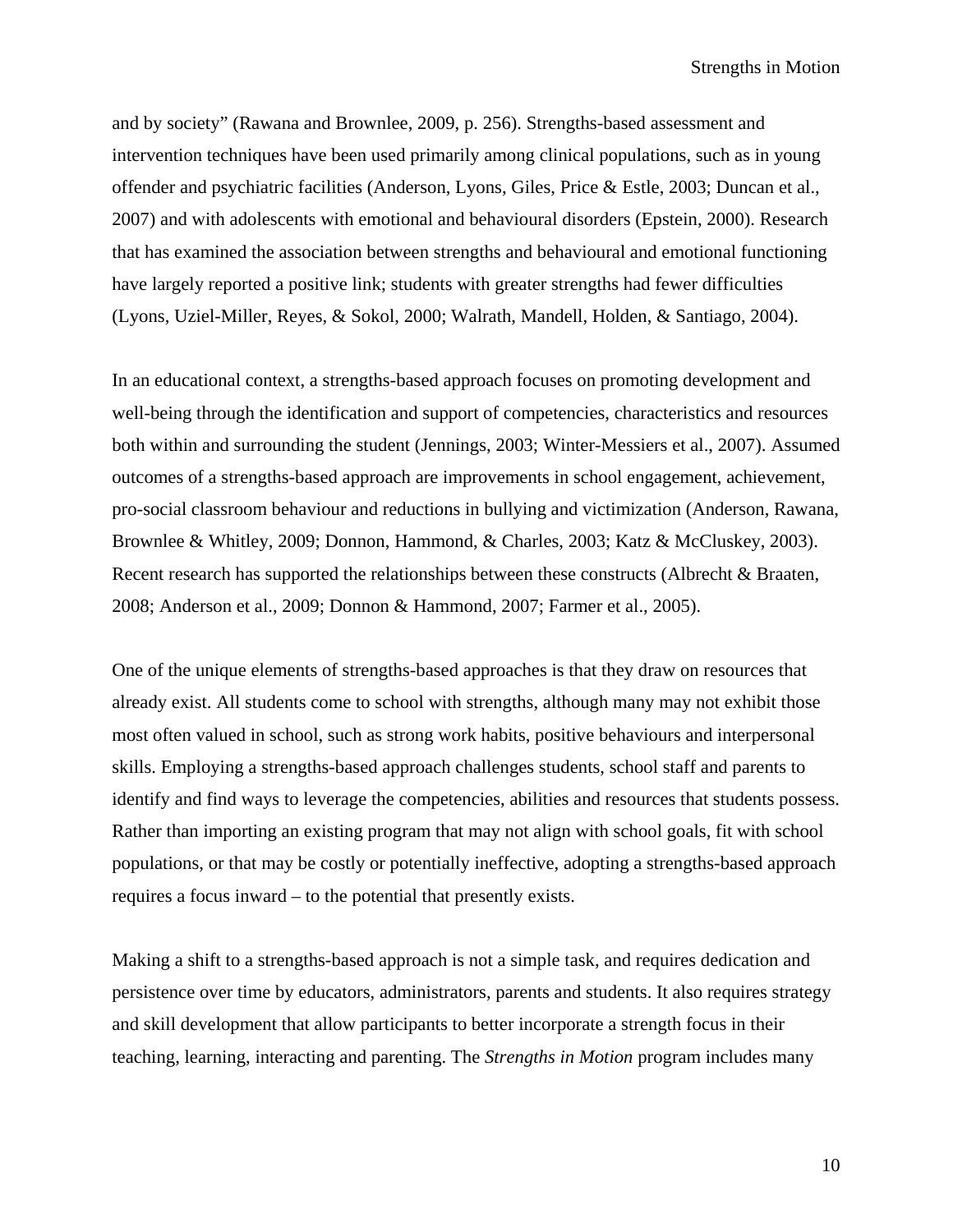and by society" (Rawana and Brownlee, 2009, p. 256). Strengths-based assessment and intervention techniques have been used primarily among clinical populations, such as in young offender and psychiatric facilities (Anderson, Lyons, Giles, Price & Estle, 2003; Duncan et al., 2007) and with adolescents with emotional and behavioural disorders (Epstein, 2000). Research that has examined the association between strengths and behavioural and emotional functioning have largely reported a positive link; students with greater strengths had fewer difficulties (Lyons, Uziel-Miller, Reyes, & Sokol, 2000; Walrath, Mandell, Holden, & Santiago, 2004).

In an educational context, a strengths-based approach focuses on promoting development and well-being through the identification and support of competencies, characteristics and resources both within and surrounding the student (Jennings, 2003; Winter-Messiers et al., 2007). Assumed outcomes of a strengths-based approach are improvements in school engagement, achievement, pro-social classroom behaviour and reductions in bullying and victimization (Anderson, Rawana, Brownlee & Whitley, 2009; Donnon, Hammond, & Charles, 2003; Katz & McCluskey, 2003). Recent research has supported the relationships between these constructs (Albrecht & Braaten, 2008; Anderson et al., 2009; Donnon & Hammond, 2007; Farmer et al., 2005).

One of the unique elements of strengths-based approaches is that they draw on resources that already exist. All students come to school with strengths, although many may not exhibit those most often valued in school, such as strong work habits, positive behaviours and interpersonal skills. Employing a strengths-based approach challenges students, school staff and parents to identify and find ways to leverage the competencies, abilities and resources that students possess. Rather than importing an existing program that may not align with school goals, fit with school populations, or that may be costly or potentially ineffective, adopting a strengths-based approach requires a focus inward – to the potential that presently exists.

Making a shift to a strengths-based approach is not a simple task, and requires dedication and persistence over time by educators, administrators, parents and students. It also requires strategy and skill development that allow participants to better incorporate a strength focus in their teaching, learning, interacting and parenting. The *Strengths in Motion* program includes many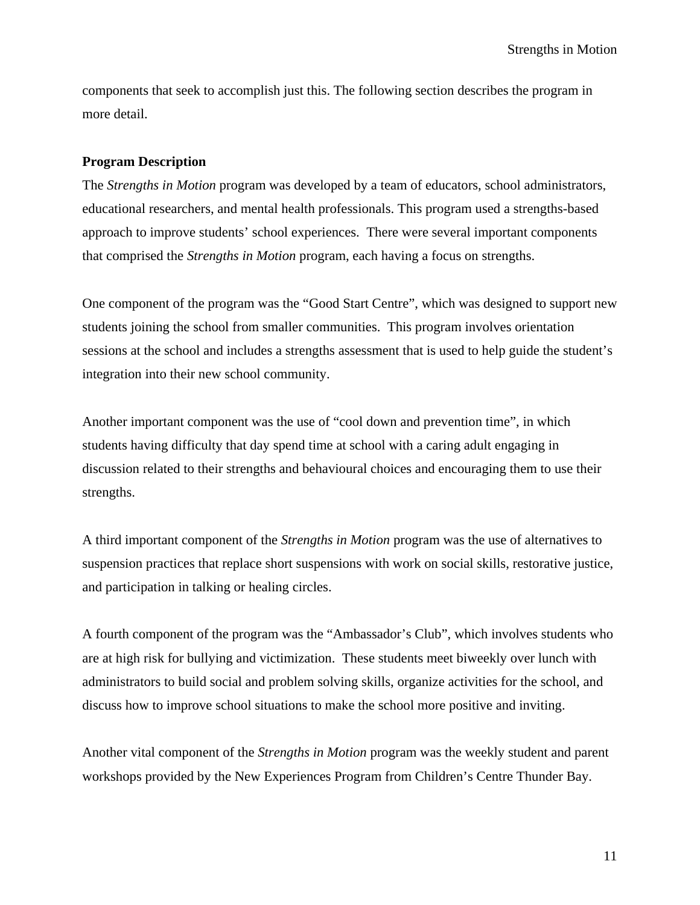components that seek to accomplish just this. The following section describes the program in more detail.

**Program Description**

The *Strengths in Motion* program was developed by a team of educators, school administrators, educational researchers, and mental health professionals. This program used a strengths-based approach to improve students' school experiences. There were several important components that comprised the *Strengths in Motion* program, each having a focus on strengths.

One component of the program was the "Good Start Centre", which was designed to support new students joining the school from smaller communities. This program involves orientation sessions at the school and includes a strengths assessment that is used to help guide the student's integration into their new school community.

Another important component was the use of "cool down and prevention time", in which students having difficulty that day spend time at school with a caring adult engaging in discussion related to their strengths and behavioural choices and encouraging them to use their strengths.

A third important component of the *Strengths in Motion* program was the use of alternatives to suspension practices that replace short suspensions with work on social skills, restorative justice, and participation in talking or healing circles.

A fourth component of the program was the "Ambassador's Club", which involves students who are at high risk for bullying and victimization. These students meet biweekly over lunch with administrators to build social and problem solving skills, organize activities for the school, and discuss how to improve school situations to make the school more positive and inviting.

Another vital component of the *Strengths in Motion* program was the weekly student and parent workshops provided by the New Experiences Program from Children's Centre Thunder Bay.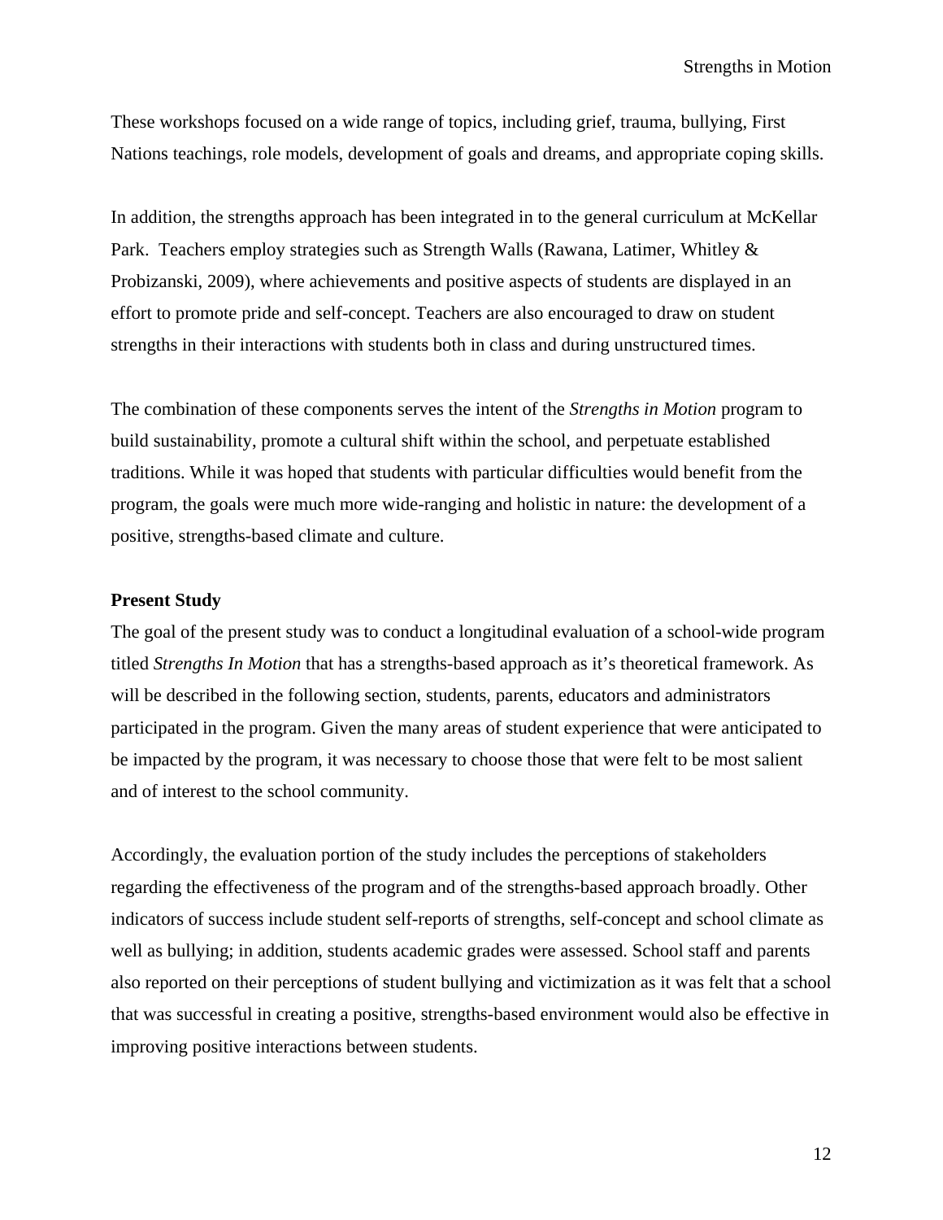These workshops focused on a wide range of topics, including grief, trauma, bullying, First Nations teachings, role models, development of goals and dreams, and appropriate coping skills.

In addition, the strengths approach has been integrated in to the general curriculum at McKellar Park. Teachers employ strategies such as Strength Walls (Rawana, Latimer, Whitley & Probizanski, 2009), where achievements and positive aspects of students are displayed in an effort to promote pride and self-concept. Teachers are also encouraged to draw on student strengths in their interactions with students both in class and during unstructured times.

The combination of these components serves the intent of the *Strengths in Motion* program to build sustainability, promote a cultural shift within the school, and perpetuate established traditions. While it was hoped that students with particular difficulties would benefit from the program, the goals were much more wide-ranging and holistic in nature: the development of a positive, strengths-based climate and culture.

**Present Study**

The goal of the present study was to conduct a longitudinal evaluation of a school-wide program titled *Strengths In Motion* that has a strengths-based approach as it's theoretical framework. As will be described in the following section, students, parents, educators and administrators participated in the program. Given the many areas of student experience that were anticipated to be impacted by the program, it was necessary to choose those that were felt to be most salient and of interest to the school community.

Accordingly, the evaluation portion of the study includes the perceptions of stakeholders regarding the effectiveness of the program and of the strengths-based approach broadly. Other indicators of success include student self-reports of strengths, self-concept and school climate as well as bullying; in addition, students academic grades were assessed. School staff and parents also reported on their perceptions of student bullying and victimization as it was felt that a school that was successful in creating a positive, strengths-based environment would also be effective in improving positive interactions between students.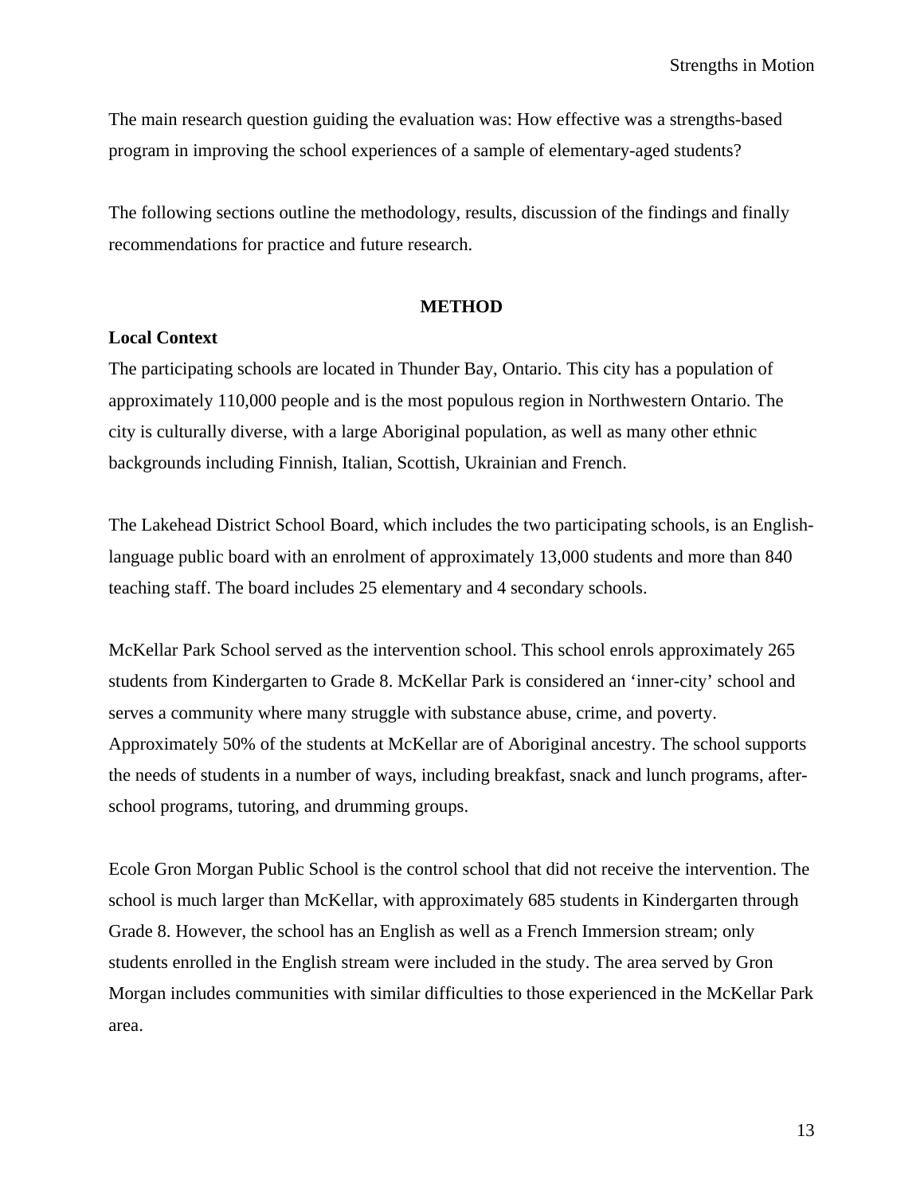The main research question guiding the evaluation was: How effective was a strengths-based program in improving the school experiences of a sample of elementary-aged students?

The following sections outline the methodology, results, discussion of the findings and finally recommendations for practice and future research.

## METHOD

### Local Context

The participating schools are located in Thunder Bay, Ontario. This city has a population of approximately 110,000 people and is the most populous region in Northwestern Ontario. The city is culturally diverse, with a large Aboriginal population, as well as many other ethnic backgrounds including Finnish, Italian, Scottish, Ukrainian and French.

The Lakehead District School Board, which includes the two participating schools, is an English-language public board with an enrolment of approximately 13,000 students and more than 840 teaching staff. The board includes 25 elementary and 4 secondary schools.

McKellar Park School served as the intervention school. This school enrols approximately 265 students from Kindergarten to Grade 8. McKellar Park is considered an 'inner-city' school and serves a community where many struggle with substance abuse, crime, and poverty. Approximately 50% of the students at McKellar are of Aboriginal ancestry. The school supports the needs of students in a number of ways, including breakfast, snack and lunch programs, after-school programs, tutoring, and drumming groups.

Ecole Gron Morgan Public School is the control school that did not receive the intervention. The school is much larger than McKellar, with approximately 685 students in Kindergarten through Grade 8. However, the school has an English as well as a French Immersion stream; only students enrolled in the English stream were included in the study. The area served by Gron Morgan includes communities with similar difficulties to those experienced in the McKellar Park area.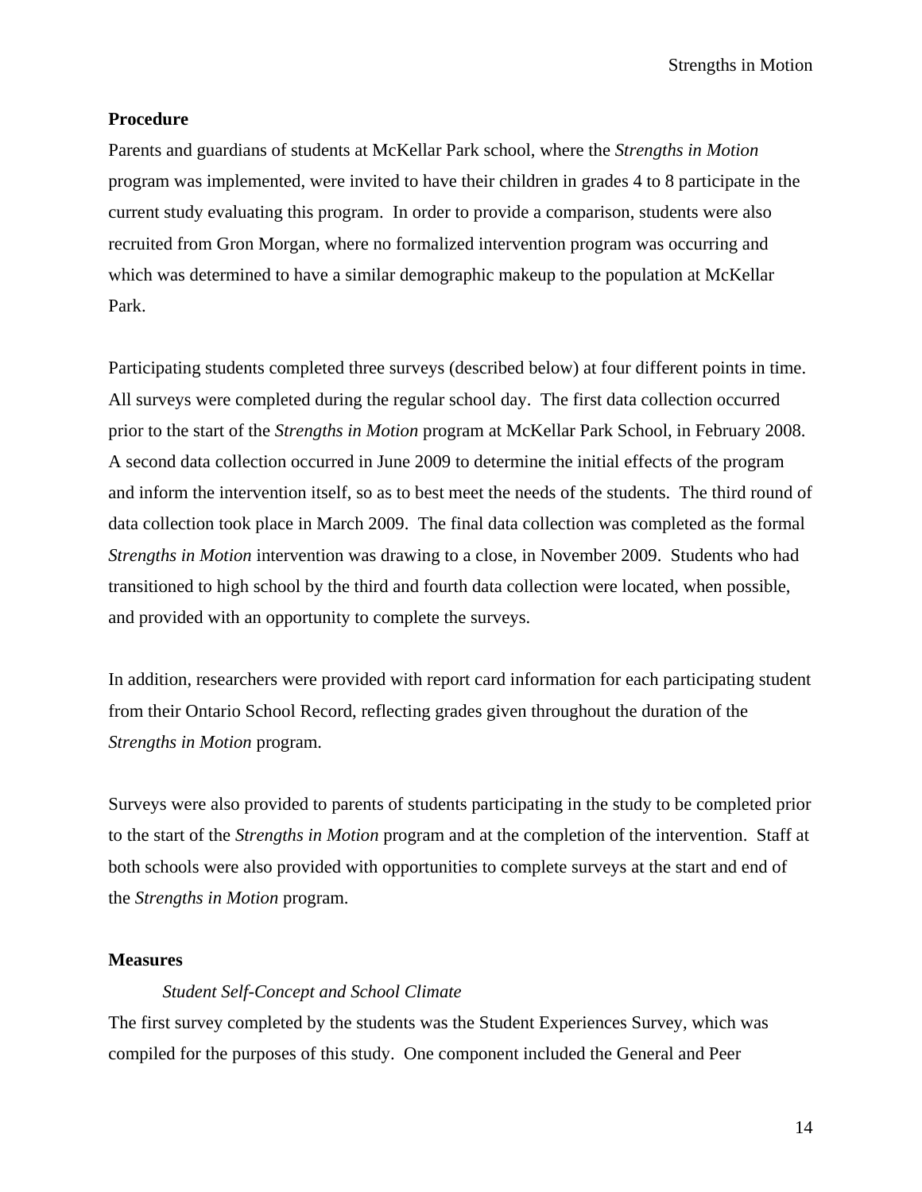**Procedure**

Parents and guardians of students at McKellar Park school, where the *Strengths in Motion* program was implemented, were invited to have their children in grades 4 to 8 participate in the current study evaluating this program. In order to provide a comparison, students were also recruited from Gron Morgan, where no formalized intervention program was occurring and which was determined to have a similar demographic makeup to the population at McKellar Park.

Participating students completed three surveys (described below) at four different points in time. All surveys were completed during the regular school day. The first data collection occurred prior to the start of the *Strengths in Motion* program at McKellar Park School, in February 2008. A second data collection occurred in June 2009 to determine the initial effects of the program and inform the intervention itself, so as to best meet the needs of the students. The third round of data collection took place in March 2009. The final data collection was completed as the formal *Strengths in Motion* intervention was drawing to a close, in November 2009. Students who had transitioned to high school by the third and fourth data collection were located, when possible, and provided with an opportunity to complete the surveys.

In addition, researchers were provided with report card information for each participating student from their Ontario School Record, reflecting grades given throughout the duration of the *Strengths in Motion* program.

Surveys were also provided to parents of students participating in the study to be completed prior to the start of the *Strengths in Motion* program and at the completion of the intervention. Staff at both schools were also provided with opportunities to complete surveys at the start and end of the *Strengths in Motion* program.

**Measures**

*Student Self-Concept and School Climate*

The first survey completed by the students was the Student Experiences Survey, which was compiled for the purposes of this study. One component included the General and Peer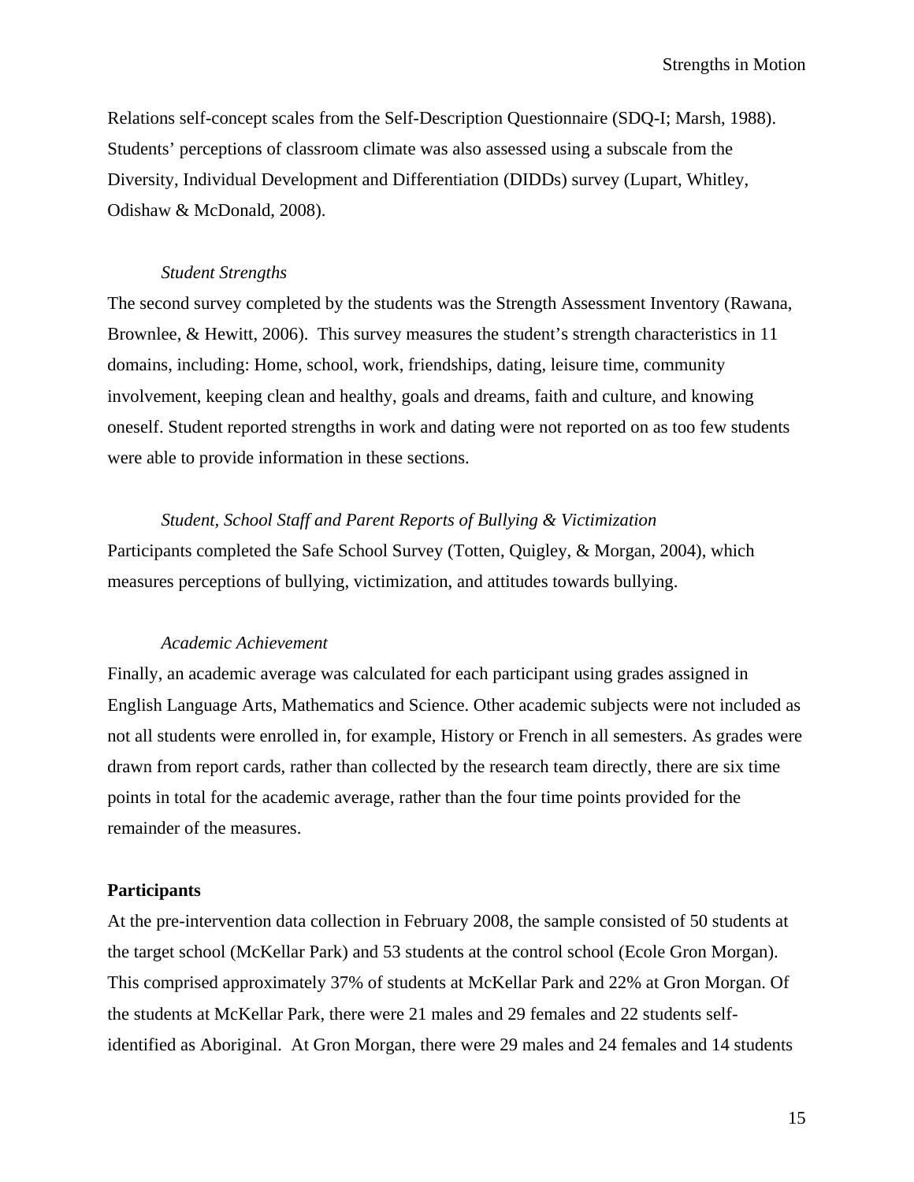Relations self-concept scales from the Self-Description Questionnaire (SDQ-I; Marsh, 1988). Students' perceptions of classroom climate was also assessed using a subscale from the Diversity, Individual Development and Differentiation (DIDDs) survey (Lupart, Whitley, Odishaw & McDonald, 2008).

*Student Strengths*

The second survey completed by the students was the Strength Assessment Inventory (Rawana, Brownlee, & Hewitt, 2006). This survey measures the student's strength characteristics in 11 domains, including: Home, school, work, friendships, dating, leisure time, community involvement, keeping clean and healthy, goals and dreams, faith and culture, and knowing oneself. Student reported strengths in work and dating were not reported on as too few students were able to provide information in these sections.

*Student, School Staff and Parent Reports of Bullying & Victimization*

Participants completed the Safe School Survey (Totten, Quigley, & Morgan, 2004), which measures perceptions of bullying, victimization, and attitudes towards bullying.

*Academic Achievement*

Finally, an academic average was calculated for each participant using grades assigned in English Language Arts, Mathematics and Science. Other academic subjects were not included as not all students were enrolled in, for example, History or French in all semesters. As grades were drawn from report cards, rather than collected by the research team directly, there are six time points in total for the academic average, rather than the four time points provided for the remainder of the measures.

**Participants**

At the pre-intervention data collection in February 2008, the sample consisted of 50 students at the target school (McKellar Park) and 53 students at the control school (Ecole Gron Morgan). This comprised approximately 37% of students at McKellar Park and 22% at Gron Morgan. Of the students at McKellar Park, there were 21 males and 29 females and 22 students self-identified as Aboriginal. At Gron Morgan, there were 29 males and 24 females and 14 students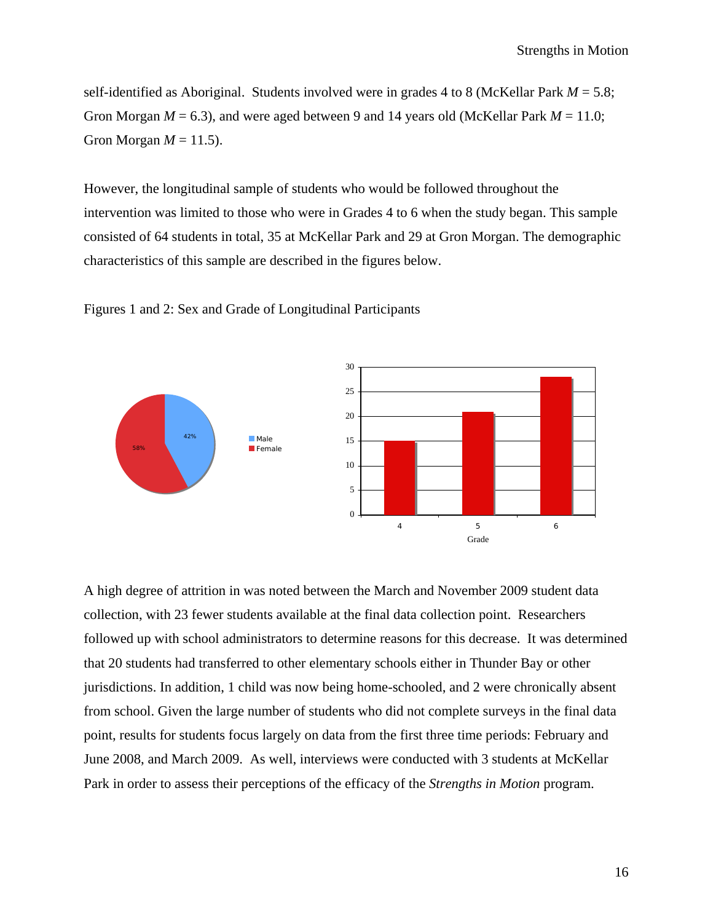self-identified as Aboriginal. Students involved were in grades 4 to 8 (McKellar Park $M$ = 5.8; Gron Morgan $M$ = 6.3), and were aged between 9 and 14 years old (McKellar Park $M$ = 11.0; Gron Morgan $M$ = 11.5).

However, the longitudinal sample of students who would be followed throughout the intervention was limited to those who were in Grades 4 to 6 when the study began. This sample consisted of 64 students in total, 35 at McKellar Park and 29 at Gron Morgan. The demographic characteristics of this sample are described in the figures below.

Figures 1 and 2: Sex and Grade of Longitudinal Participants

42%
58%
Male
Female

30
25
20
15
10
5
0
4
5
6
Grade

A high degree of attrition in was noted between the March and November 2009 student data collection, with 23 fewer students available at the final data collection point. Researchers followed up with school administrators to determine reasons for this decrease. It was determined that 20 students had transferred to other elementary schools either in Thunder Bay or other jurisdictions. In addition, 1 child was now being home-schooled, and 2 were chronically absent from school. Given the large number of students who did not complete surveys in the final data point, results for students focus largely on data from the first three time periods: February and June 2008, and March 2009. As well, interviews were conducted with 3 students at McKellar Park in order to assess their perceptions of the efficacy of the *Strengths in Motion* program.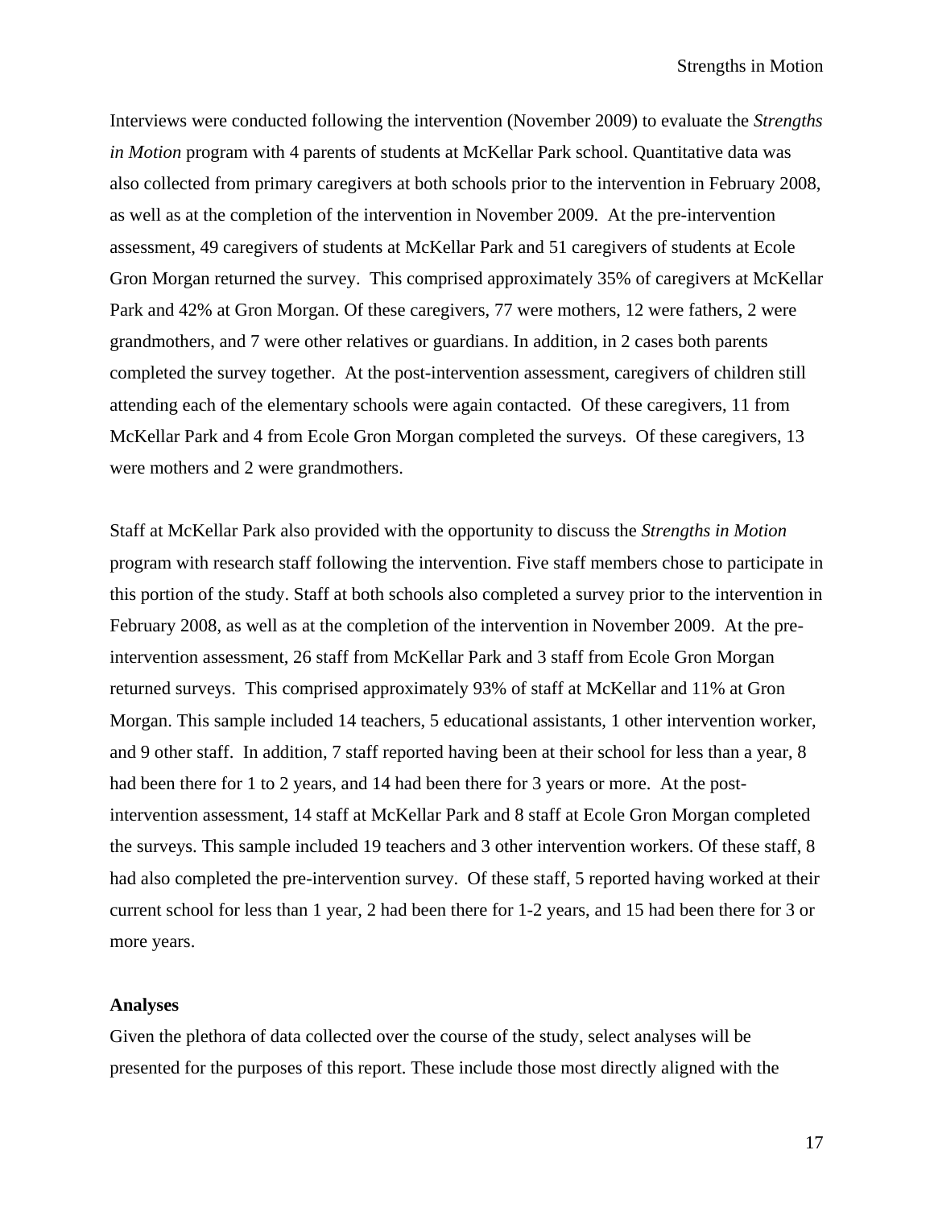Interviews were conducted following the intervention (November 2009) to evaluate the *Strengths in Motion* program with 4 parents of students at McKellar Park school. Quantitative data was also collected from primary caregivers at both schools prior to the intervention in February 2008, as well as at the completion of the intervention in November 2009. At the pre-intervention assessment, 49 caregivers of students at McKellar Park and 51 caregivers of students at Ecole Gron Morgan returned the survey. This comprised approximately 35% of caregivers at McKellar Park and 42% at Gron Morgan. Of these caregivers, 77 were mothers, 12 were fathers, 2 were grandmothers, and 7 were other relatives or guardians. In addition, in 2 cases both parents completed the survey together. At the post-intervention assessment, caregivers of children still attending each of the elementary schools were again contacted. Of these caregivers, 11 from McKellar Park and 4 from Ecole Gron Morgan completed the surveys. Of these caregivers, 13 were mothers and 2 were grandmothers.

Staff at McKellar Park also provided with the opportunity to discuss the *Strengths in Motion* program with research staff following the intervention. Five staff members chose to participate in this portion of the study. Staff at both schools also completed a survey prior to the intervention in February 2008, as well as at the completion of the intervention in November 2009. At the pre-intervention assessment, 26 staff from McKellar Park and 3 staff from Ecole Gron Morgan returned surveys. This comprised approximately 93% of staff at McKellar and 11% at Gron Morgan. This sample included 14 teachers, 5 educational assistants, 1 other intervention worker, and 9 other staff. In addition, 7 staff reported having been at their school for less than a year, 8 had been there for 1 to 2 years, and 14 had been there for 3 years or more. At the post-intervention assessment, 14 staff at McKellar Park and 8 staff at Ecole Gron Morgan completed the surveys. This sample included 19 teachers and 3 other intervention workers. Of these staff, 8 had also completed the pre-intervention survey. Of these staff, 5 reported having worked at their current school for less than 1 year, 2 had been there for 1-2 years, and 15 had been there for 3 or more years.

**Analyses**

Given the plethora of data collected over the course of the study, select analyses will be presented for the purposes of this report. These include those most directly aligned with the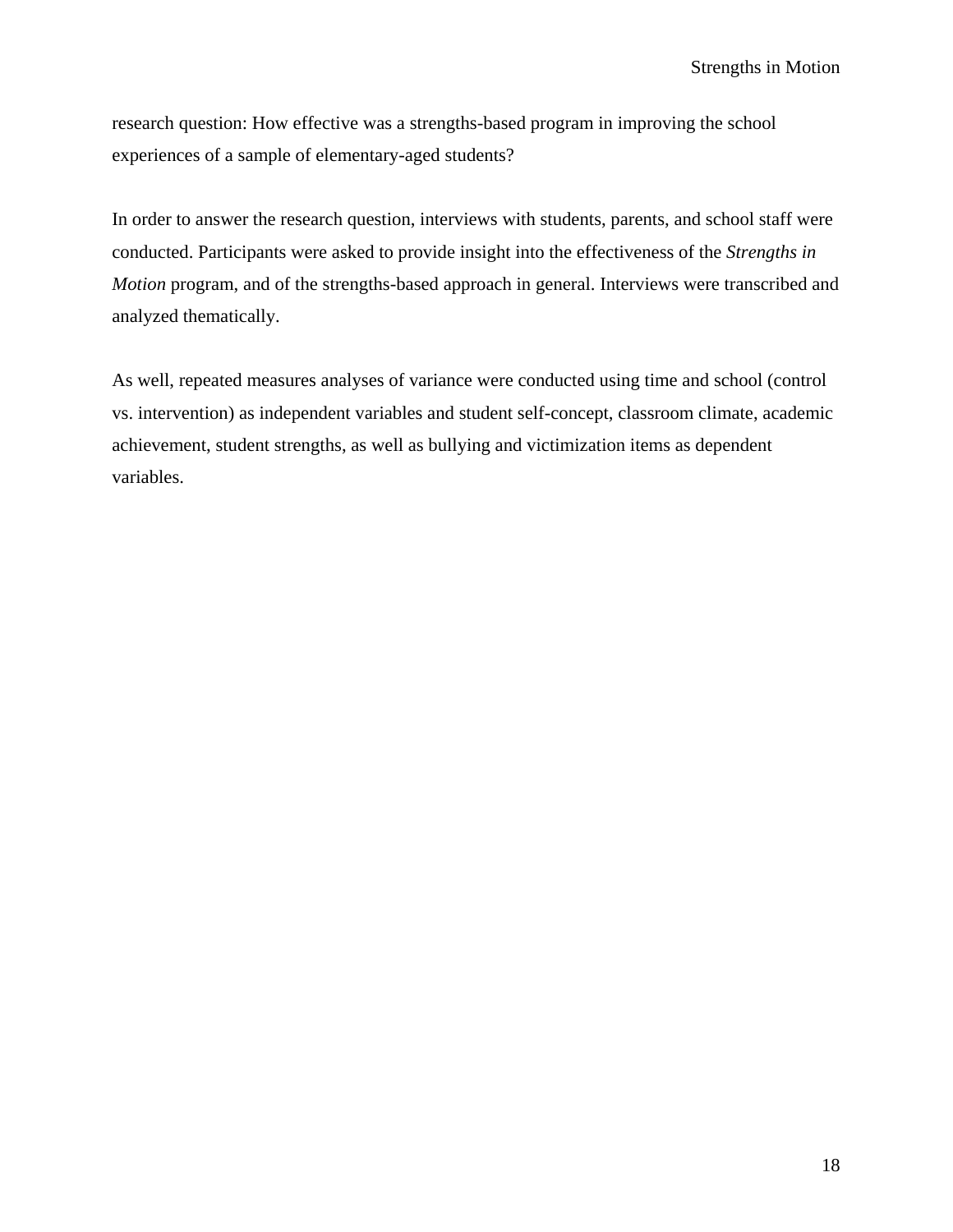research question: How effective was a strengths-based program in improving the school experiences of a sample of elementary-aged students?

In order to answer the research question, interviews with students, parents, and school staff were conducted. Participants were asked to provide insight into the effectiveness of the *Strengths in Motion* program, and of the strengths-based approach in general. Interviews were transcribed and analyzed thematically.

As well, repeated measures analyses of variance were conducted using time and school (control vs. intervention) as independent variables and student self-concept, classroom climate, academic achievement, student strengths, as well as bullying and victimization items as dependent variables.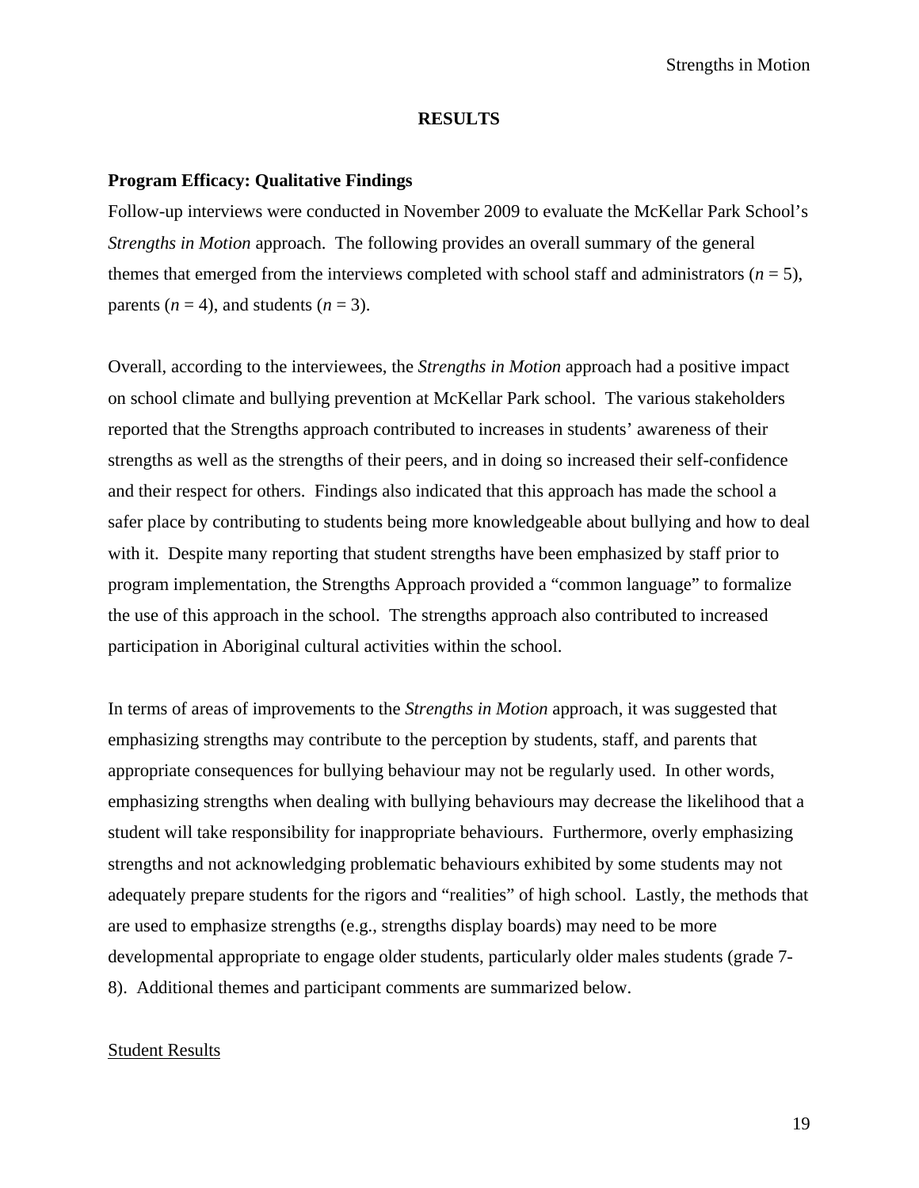# RESULTS

## Program Efficacy: Qualitative Findings

Follow-up interviews were conducted in November 2009 to evaluate the McKellar Park School's *Strengths in Motion* approach. The following provides an overall summary of the general themes that emerged from the interviews completed with school staff and administrators ($n$ = 5), parents ($n$ = 4), and students ($n$ = 3).

Overall, according to the interviewees, the *Strengths in Motion* approach had a positive impact on school climate and bullying prevention at McKellar Park school. The various stakeholders reported that the Strengths approach contributed to increases in students' awareness of their strengths as well as the strengths of their peers, and in doing so increased their self-confidence and their respect for others. Findings also indicated that this approach has made the school a safer place by contributing to students being more knowledgeable about bullying and how to deal with it. Despite many reporting that student strengths have been emphasized by staff prior to program implementation, the Strengths Approach provided a "common language" to formalize the use of this approach in the school. The strengths approach also contributed to increased participation in Aboriginal cultural activities within the school.

In terms of areas of improvements to the *Strengths in Motion* approach, it was suggested that emphasizing strengths may contribute to the perception by students, staff, and parents that appropriate consequences for bullying behaviour may not be regularly used. In other words, emphasizing strengths when dealing with bullying behaviours may decrease the likelihood that a student will take responsibility for inappropriate behaviours. Furthermore, overly emphasizing strengths and not acknowledging problematic behaviours exhibited by some students may not adequately prepare students for the rigors and "realities" of high school. Lastly, the methods that are used to emphasize strengths (e.g., strengths display boards) may need to be more developmental appropriate to engage older students, particularly older males students (grade 7-8). Additional themes and participant comments are summarized below.

<u>Student Results</u>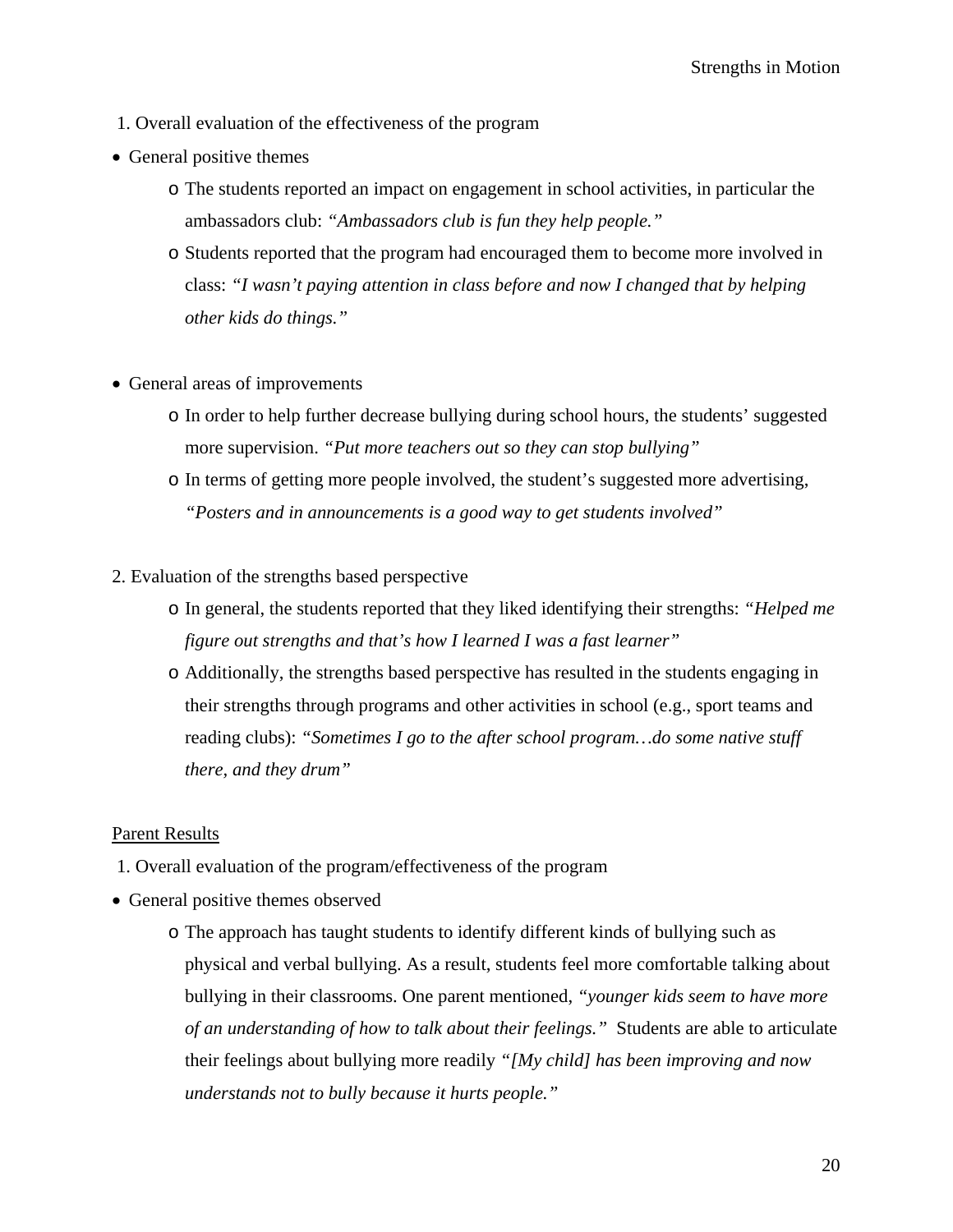1. Overall evaluation of the effectiveness of the program

- General positive themes
  - The students reported an impact on engagement in school activities, in particular the ambassadors club: *"Ambassadors club is fun they help people."*
  - Students reported that the program had encouraged them to become more involved in class: *"I wasn't paying attention in class before and now I changed that by helping other kids do things."*

- General areas of improvements
  - In order to help further decrease bullying during school hours, the students' suggested more supervision. *"Put more teachers out so they can stop bullying"*
  - In terms of getting more people involved, the student's suggested more advertising, *"Posters and in announcements is a good way to get students involved"*

2. Evaluation of the strengths based perspective

  - In general, the students reported that they liked identifying their strengths: *"Helped me figure out strengths and that's how I learned I was a fast learner"*
  - Additionally, the strengths based perspective has resulted in the students engaging in their strengths through programs and other activities in school (e.g., sport teams and reading clubs): *"Sometimes I go to the after school program…do some native stuff there, and they drum"*

<u>Parent Results</u>

1. Overall evaluation of the program/effectiveness of the program

- General positive themes observed
  - The approach has taught students to identify different kinds of bullying such as physical and verbal bullying. As a result, students feel more comfortable talking about bullying in their classrooms. One parent mentioned, *"younger kids seem to have more of an understanding of how to talk about their feelings."* Students are able to articulate their feelings about bullying more readily *"[My child] has been improving and now understands not to bully because it hurts people."*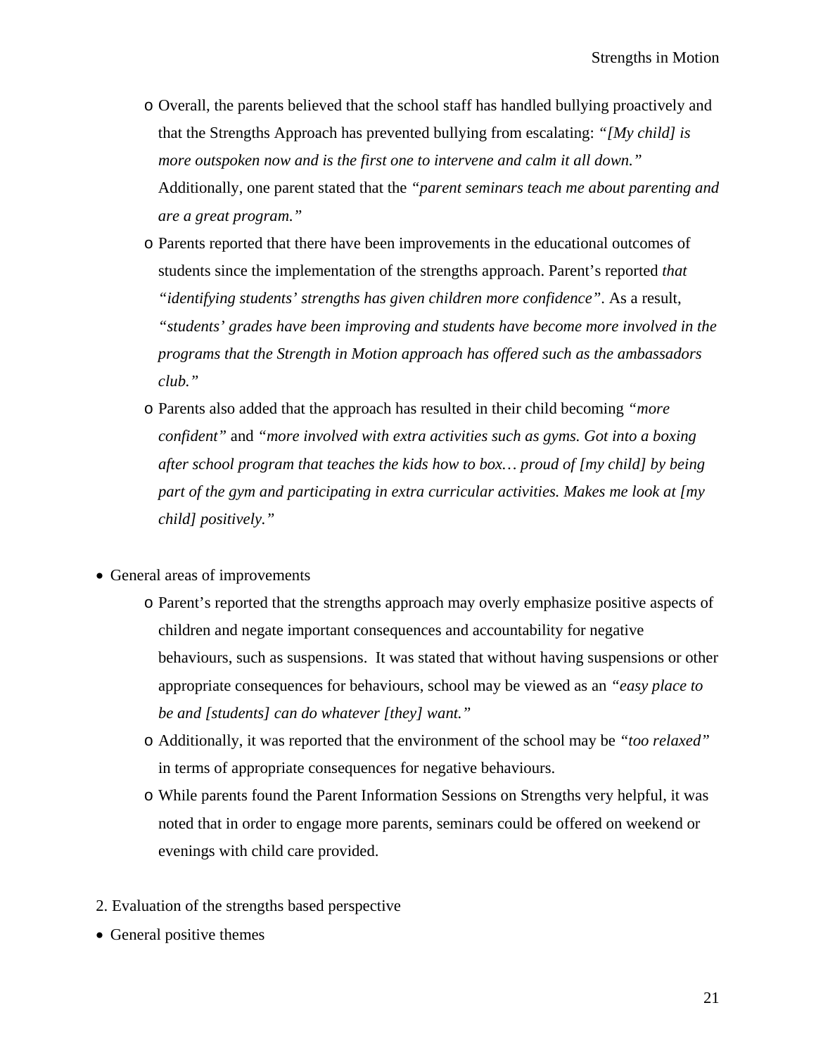- Overall, the parents believed that the school staff has handled bullying proactively and that the Strengths Approach has prevented bullying from escalating: *"[My child] is more outspoken now and is the first one to intervene and calm it all down."* Additionally, one parent stated that the *"parent seminars teach me about parenting and are a great program."*
- Parents reported that there have been improvements in the educational outcomes of students since the implementation of the strengths approach. Parent's reported *that "identifying students' strengths has given children more confidence"*. As a result, *"students' grades have been improving and students have become more involved in the programs that the Strength in Motion approach has offered such as the ambassadors club."*
- Parents also added that the approach has resulted in their child becoming *"more confident"* and *"more involved with extra activities such as gyms. Got into a boxing after school program that teaches the kids how to box… proud of [my child] by being part of the gym and participating in extra curricular activities. Makes me look at [my child] positively."*

- General areas of improvements
  - Parent's reported that the strengths approach may overly emphasize positive aspects of children and negate important consequences and accountability for negative behaviours, such as suspensions. It was stated that without having suspensions or other appropriate consequences for behaviours, school may be viewed as an *"easy place to be and [students] can do whatever [they] want."*
  - Additionally, it was reported that the environment of the school may be *"too relaxed"* in terms of appropriate consequences for negative behaviours.
  - While parents found the Parent Information Sessions on Strengths very helpful, it was noted that in order to engage more parents, seminars could be offered on weekend or evenings with child care provided.

2. Evaluation of the strengths based perspective

- General positive themes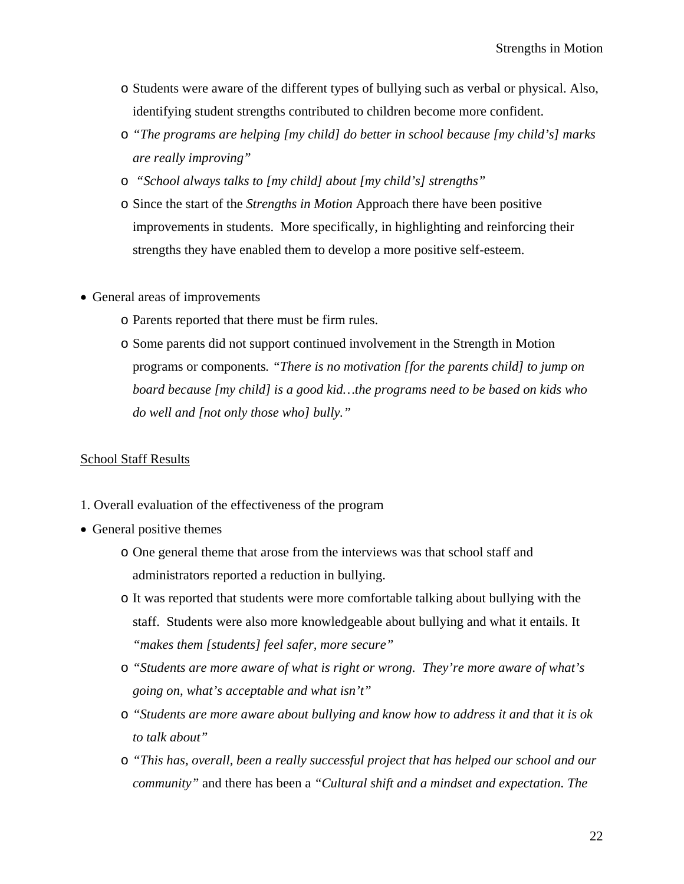- Students were aware of the different types of bullying such as verbal or physical. Also, identifying student strengths contributed to children become more confident.
  - *"The programs are helping [my child] do better in school because [my child's] marks are really improving"*
  - *"School always talks to [my child] about [my child's] strengths"*
  - Since the start of the *Strengths in Motion* Approach there have been positive improvements in students. More specifically, in highlighting and reinforcing their strengths they have enabled them to develop a more positive self-esteem.

- General areas of improvements
  - Parents reported that there must be firm rules.
  - Some parents did not support continued involvement in the Strength in Motion programs or components. *"There is no motivation [for the parents child] to jump on board because [my child] is a good kid…the programs need to be based on kids who do well and [not only those who] bully."*

<u>School Staff Results</u>

1. Overall evaluation of the effectiveness of the program

- General positive themes
  - One general theme that arose from the interviews was that school staff and administrators reported a reduction in bullying.
  - It was reported that students were more comfortable talking about bullying with the staff. Students were also more knowledgeable about bullying and what it entails. It *"makes them [students] feel safer, more secure"*
  - *"Students are more aware of what is right or wrong. They're more aware of what's going on, what's acceptable and what isn't"*
  - *"Students are more aware about bullying and know how to address it and that it is ok to talk about"*
  - *"This has, overall, been a really successful project that has helped our school and our community"* and there has been a *"Cultural shift and a mindset and expectation. The*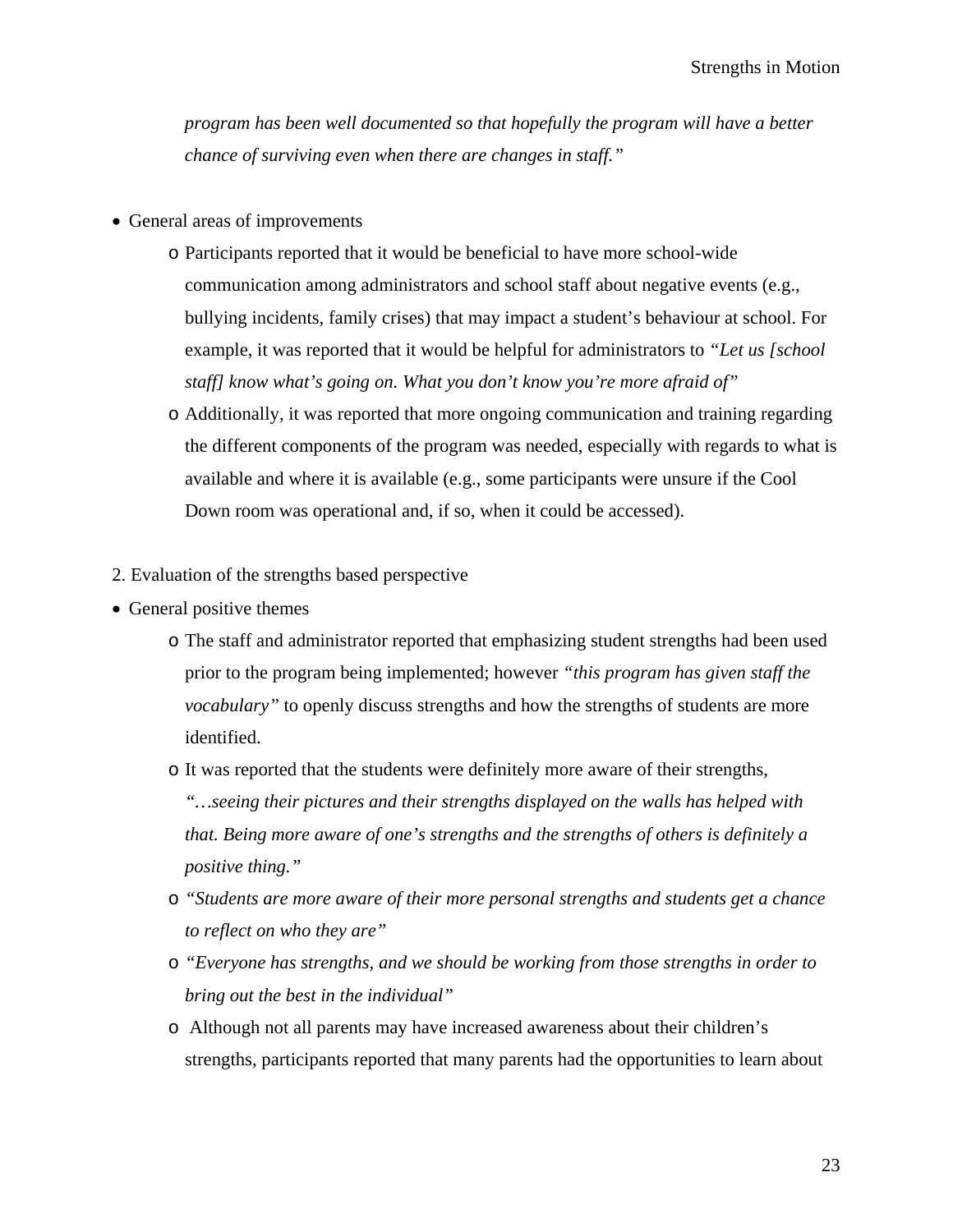*program has been well documented so that hopefully the program will have a better chance of surviving even when there are changes in staff."*

- General areas of improvements
  - Participants reported that it would be beneficial to have more school-wide communication among administrators and school staff about negative events (e.g., bullying incidents, family crises) that may impact a student's behaviour at school. For example, it was reported that it would be helpful for administrators to *"Let us [school staff] know what's going on. What you don't know you're more afraid of"*
  - Additionally, it was reported that more ongoing communication and training regarding the different components of the program was needed, especially with regards to what is available and where it is available (e.g., some participants were unsure if the Cool Down room was operational and, if so, when it could be accessed).

2. Evaluation of the strengths based perspective

- General positive themes
  - The staff and administrator reported that emphasizing student strengths had been used prior to the program being implemented; however *"this program has given staff the vocabulary"* to openly discuss strengths and how the strengths of students are more identified.
  - It was reported that the students were definitely more aware of their strengths, *"…seeing their pictures and their strengths displayed on the walls has helped with that. Being more aware of one's strengths and the strengths of others is definitely a positive thing."*
  - *"Students are more aware of their more personal strengths and students get a chance to reflect on who they are"*
  - *"Everyone has strengths, and we should be working from those strengths in order to bring out the best in the individual"*
  - Although not all parents may have increased awareness about their children's strengths, participants reported that many parents had the opportunities to learn about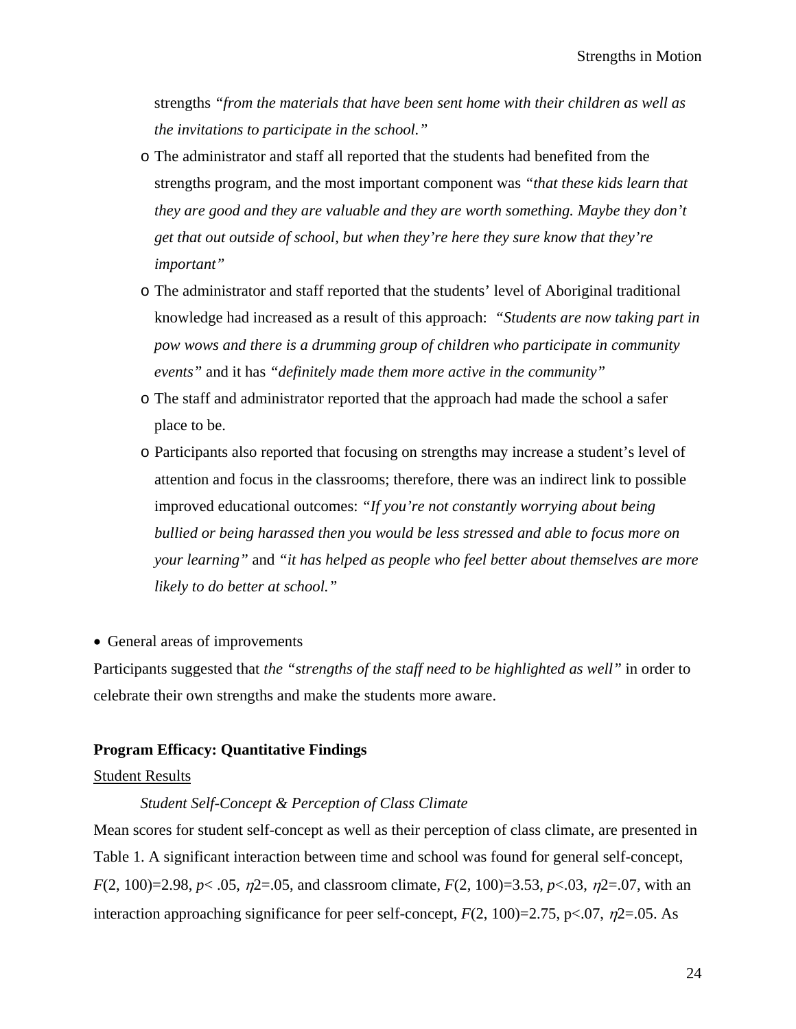strengths *"from the materials that have been sent home with their children as well as the invitations to participate in the school."*

- The administrator and staff all reported that the students had benefited from the strengths program, and the most important component was *"that these kids learn that they are good and they are valuable and they are worth something. Maybe they don't get that out outside of school, but when they're here they sure know that they're important"*
- The administrator and staff reported that the students' level of Aboriginal traditional knowledge had increased as a result of this approach: *"Students are now taking part in pow wows and there is a drumming group of children who participate in community events"* and it has *"definitely made them more active in the community"*
- The staff and administrator reported that the approach had made the school a safer place to be.
- Participants also reported that focusing on strengths may increase a student's level of attention and focus in the classrooms; therefore, there was an indirect link to possible improved educational outcomes: *"If you're not constantly worrying about being bullied or being harassed then you would be less stressed and able to focus more on your learning"* and *"it has helped as people who feel better about themselves are more likely to do better at school."*

- General areas of improvements

Participants suggested that *the "strengths of the staff need to be highlighted as well"* in order to celebrate their own strengths and make the students more aware.

**Program Efficacy: Quantitative Findings**

Student Results

*Student Self-Concept & Perception of Class Climate*

Mean scores for student self-concept as well as their perception of class climate, are presented in Table 1. A significant interaction between time and school was found for general self-concept, $F(2, 100)=2.98$, $p< .05$, $\eta 2=.05$, and classroom climate, $F(2, 100)=3.53$, $p<.03$, $\eta 2=.07$, with an interaction approaching significance for peer self-concept, $F(2, 100)=2.75$, $p<.07$, $\eta 2=.05$. As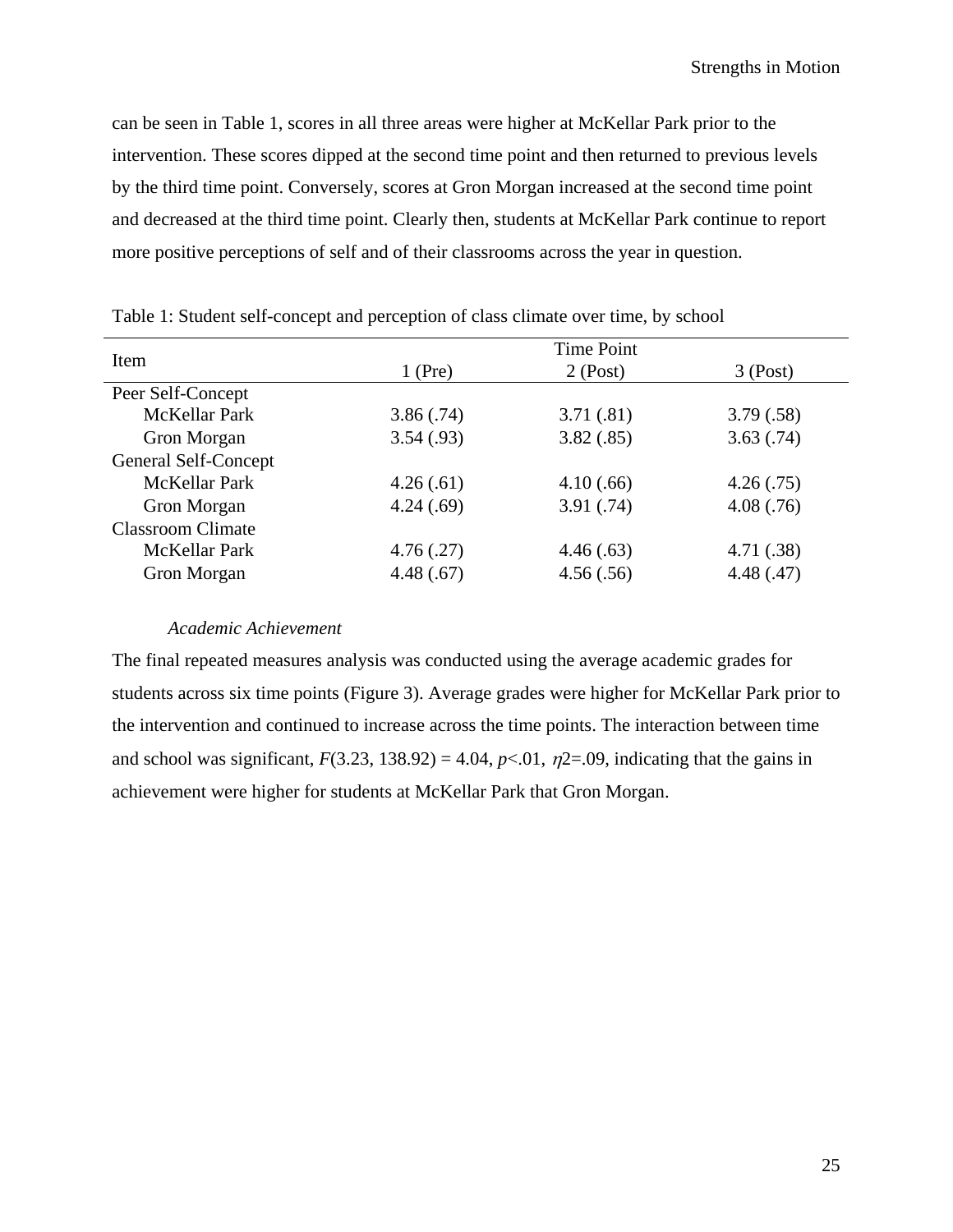can be seen in Table 1, scores in all three areas were higher at McKellar Park prior to the intervention. These scores dipped at the second time point and then returned to previous levels by the third time point. Conversely, scores at Gron Morgan increased at the second time point and decreased at the third time point. Clearly then, students at McKellar Park continue to report more positive perceptions of self and of their classrooms across the year in question.

Table 1: Student self-concept and perception of class climate over time, by school

| Item | Time Point | | |
|---|---|---|---|
| | 1 (Pre) | 2 (Post) | 3 (Post) |
| Peer Self-Concept | | | |
| McKellar Park | 3.86 (.74) | 3.71 (.81) | 3.79 (.58) |
| Gron Morgan | 3.54 (.93) | 3.82 (.85) | 3.63 (.74) |
| General Self-Concept | | | |
| McKellar Park | 4.26 (.61) | 4.10 (.66) | 4.26 (.75) |
| Gron Morgan | 4.24 (.69) | 3.91 (.74) | 4.08 (.76) |
| Classroom Climate | | | |
| McKellar Park | 4.76 (.27) | 4.46 (.63) | 4.71 (.38) |
| Gron Morgan | 4.48 (.67) | 4.56 (.56) | 4.48 (.47) |

*Academic Achievement*

The final repeated measures analysis was conducted using the average academic grades for students across six time points (Figure 3). Average grades were higher for McKellar Park prior to the intervention and continued to increase across the time points. The interaction between time and school was significant, $F(3.23, 138.92) = 4.04$, $p<.01$, $\eta 2=.09$, indicating that the gains in achievement were higher for students at McKellar Park that Gron Morgan.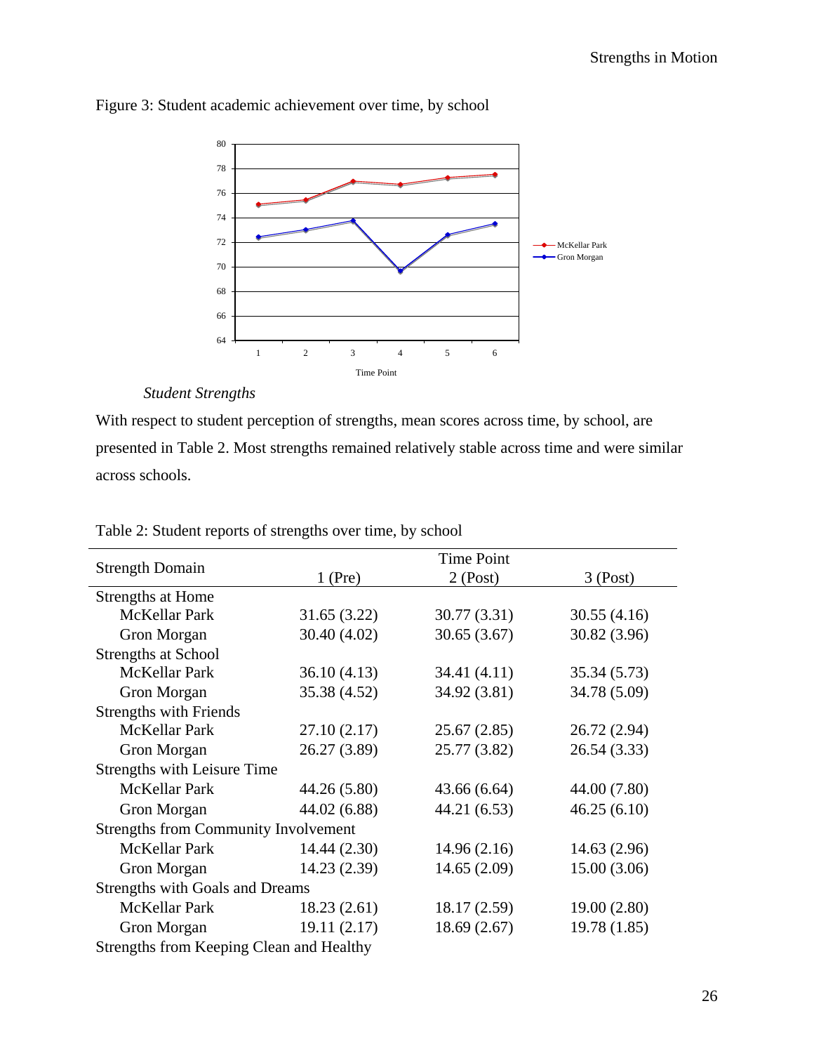Figure 3: Student academic achievement over time, by school

80
78
76
74
72
70
68
66
64

1 2 3 4 5 6

Time Point

McKellar Park
Gron Morgan

*Student Strengths*

With respect to student perception of strengths, mean scores across time, by school, are presented in Table 2. Most strengths remained relatively stable across time and were similar across schools.

Table 2: Student reports of strengths over time, by school

| Strength Domain | Time Point 1 (Pre) | 2 (Post) | 3 (Post) |
|---|---|---|---|
| Strengths at Home | | | |
| McKellar Park | 31.65 (3.22) | 30.77 (3.31) | 30.55 (4.16) |
| Gron Morgan | 30.40 (4.02) | 30.65 (3.67) | 30.82 (3.96) |
| Strengths at School | | | |
| McKellar Park | 36.10 (4.13) | 34.41 (4.11) | 35.34 (5.73) |
| Gron Morgan | 35.38 (4.52) | 34.92 (3.81) | 34.78 (5.09) |
| Strengths with Friends | | | |
| McKellar Park | 27.10 (2.17) | 25.67 (2.85) | 26.72 (2.94) |
| Gron Morgan | 26.27 (3.89) | 25.77 (3.82) | 26.54 (3.33) |
| Strengths with Leisure Time | | | |
| McKellar Park | 44.26 (5.80) | 43.66 (6.64) | 44.00 (7.80) |
| Gron Morgan | 44.02 (6.88) | 44.21 (6.53) | 46.25 (6.10) |
| Strengths from Community Involvement | | | |
| McKellar Park | 14.44 (2.30) | 14.96 (2.16) | 14.63 (2.96) |
| Gron Morgan | 14.23 (2.39) | 14.65 (2.09) | 15.00 (3.06) |
| Strengths with Goals and Dreams | | | |
| McKellar Park | 18.23 (2.61) | 18.17 (2.59) | 19.00 (2.80) |
| Gron Morgan | 19.11 (2.17) | 18.69 (2.67) | 19.78 (1.85) |
| Strengths from Keeping Clean and Healthy | | | |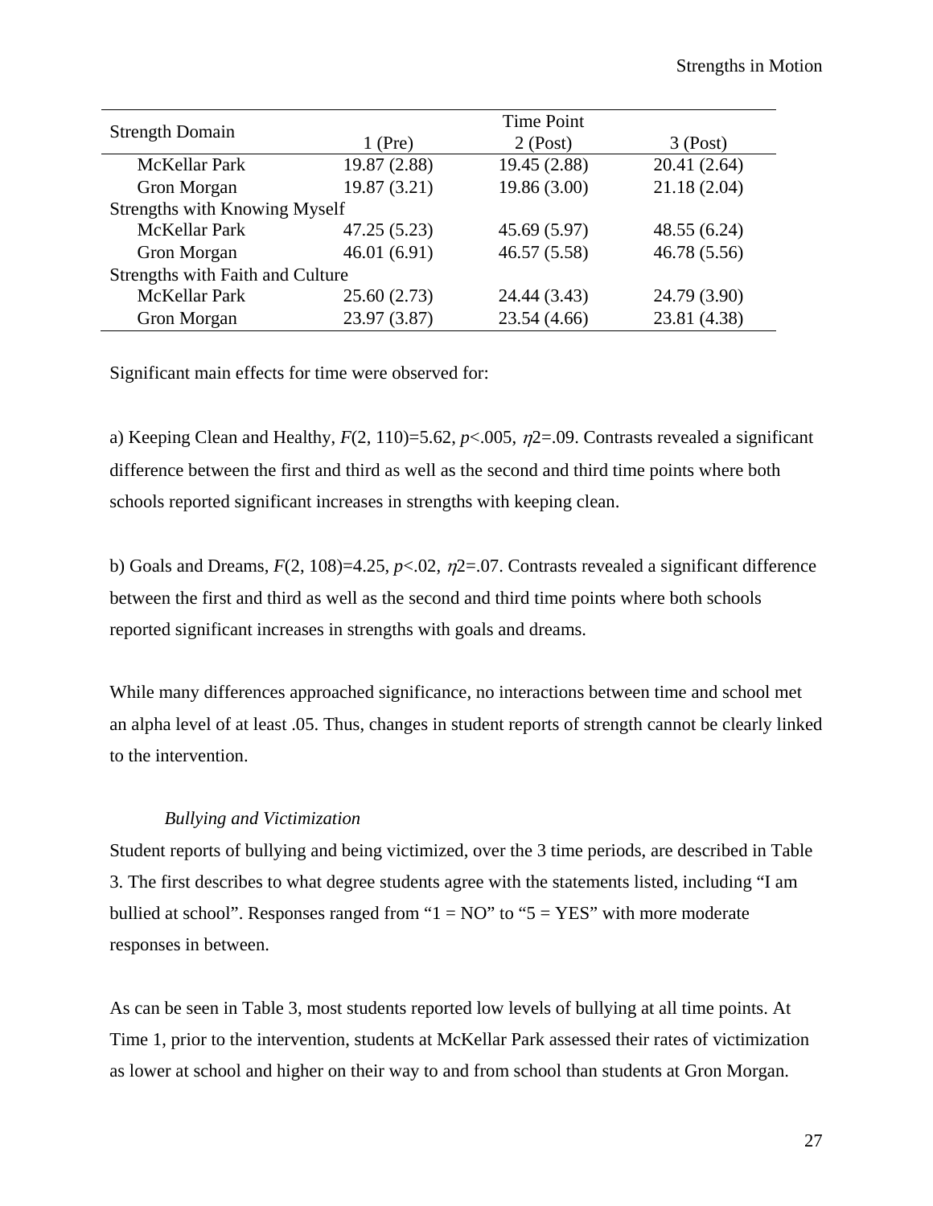| Strength Domain | Time Point 1 (Pre) | 2 (Post) | 3 (Post) |
|---|---|---|---|
| McKellar Park | 19.87 (2.88) | 19.45 (2.88) | 20.41 (2.64) |
| Gron Morgan | 19.87 (3.21) | 19.86 (3.00) | 21.18 (2.04) |
| Strengths with Knowing Myself | | | |
| McKellar Park | 47.25 (5.23) | 45.69 (5.97) | 48.55 (6.24) |
| Gron Morgan | 46.01 (6.91) | 46.57 (5.58) | 46.78 (5.56) |
| Strengths with Faith and Culture | | | |
| McKellar Park | 25.60 (2.73) | 24.44 (3.43) | 24.79 (3.90) |
| Gron Morgan | 23.97 (3.87) | 23.54 (4.66) | 23.81 (4.38) |

Significant main effects for time were observed for:

a) Keeping Clean and Healthy, $F(2, 110)=5.62$, $p<.005$, $\eta 2=.09$. Contrasts revealed a significant difference between the first and third as well as the second and third time points where both schools reported significant increases in strengths with keeping clean.

b) Goals and Dreams, $F(2, 108)=4.25$, $p<.02$, $\eta 2=.07$. Contrasts revealed a significant difference between the first and third as well as the second and third time points where both schools reported significant increases in strengths with goals and dreams.

While many differences approached significance, no interactions between time and school met an alpha level of at least .05. Thus, changes in student reports of strength cannot be clearly linked to the intervention.

*Bullying and Victimization*

Student reports of bullying and being victimized, over the 3 time periods, are described in Table 3. The first describes to what degree students agree with the statements listed, including "I am bullied at school". Responses ranged from "1 = NO" to "5 = YES" with more moderate responses in between.

As can be seen in Table 3, most students reported low levels of bullying at all time points. At Time 1, prior to the intervention, students at McKellar Park assessed their rates of victimization as lower at school and higher on their way to and from school than students at Gron Morgan.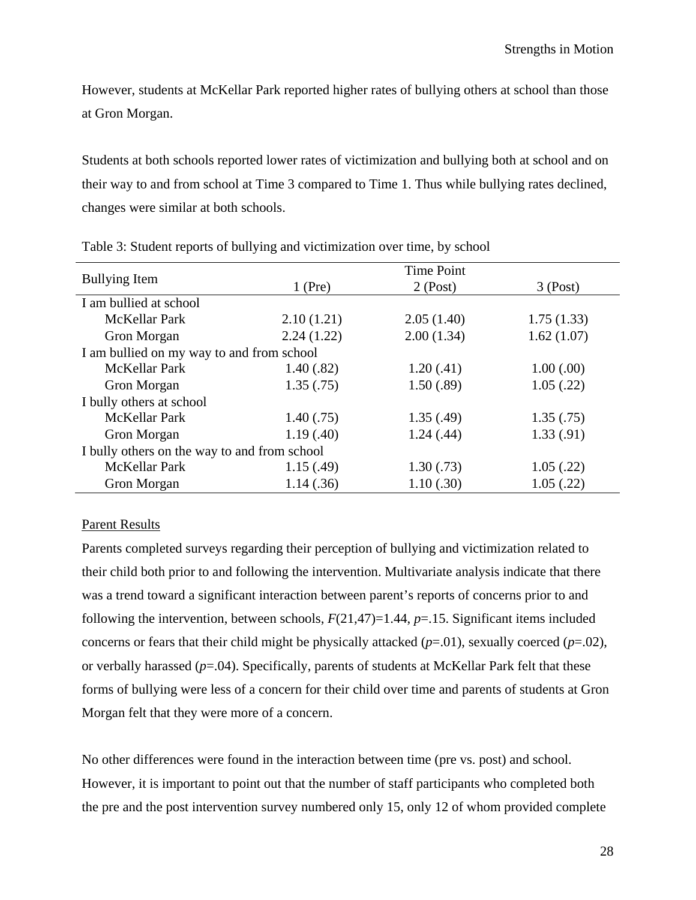However, students at McKellar Park reported higher rates of bullying others at school than those at Gron Morgan.

Students at both schools reported lower rates of victimization and bullying both at school and on their way to and from school at Time 3 compared to Time 1. Thus while bullying rates declined, changes were similar at both schools.

Table 3: Student reports of bullying and victimization over time, by school

| Bullying Item | Time Point | | |
|---|---|---|---|
| | 1 (Pre) | 2 (Post) | 3 (Post) |
| I am bullied at school | | | |
| McKellar Park | 2.10 (1.21) | 2.05 (1.40) | 1.75 (1.33) |
| Gron Morgan | 2.24 (1.22) | 2.00 (1.34) | 1.62 (1.07) |
| I am bullied on my way to and from school | | | |
| McKellar Park | 1.40 (.82) | 1.20 (.41) | 1.00 (.00) |
| Gron Morgan | 1.35 (.75) | 1.50 (.89) | 1.05 (.22) |
| I bully others at school | | | |
| McKellar Park | 1.40 (.75) | 1.35 (.49) | 1.35 (.75) |
| Gron Morgan | 1.19 (.40) | 1.24 (.44) | 1.33 (.91) |
| I bully others on the way to and from school | | | |
| McKellar Park | 1.15 (.49) | 1.30 (.73) | 1.05 (.22) |
| Gron Morgan | 1.14 (.36) | 1.10 (.30) | 1.05 (.22) |

Parent Results

Parents completed surveys regarding their perception of bullying and victimization related to their child both prior to and following the intervention. Multivariate analysis indicate that there was a trend toward a significant interaction between parent's reports of concerns prior to and following the intervention, between schools, $F(21,47)=1.44$, $p=.15$. Significant items included concerns or fears that their child might be physically attacked ($p=.01$), sexually coerced ($p=.02$), or verbally harassed ($p=.04$). Specifically, parents of students at McKellar Park felt that these forms of bullying were less of a concern for their child over time and parents of students at Gron Morgan felt that they were more of a concern.

No other differences were found in the interaction between time (pre vs. post) and school. However, it is important to point out that the number of staff participants who completed both the pre and the post intervention survey numbered only 15, only 12 of whom provided complete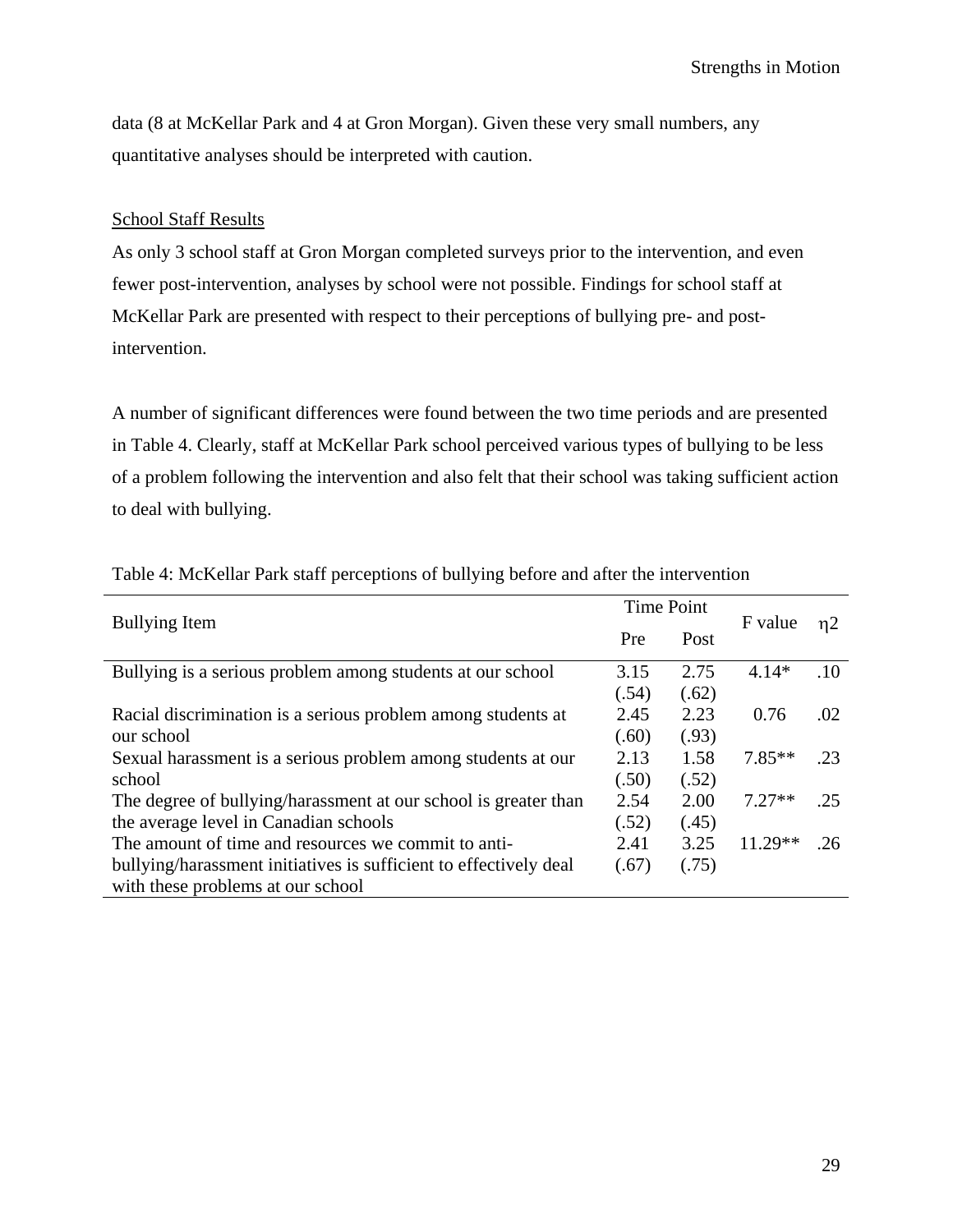data (8 at McKellar Park and 4 at Gron Morgan). Given these very small numbers, any quantitative analyses should be interpreted with caution.

<u>School Staff Results</u>

As only 3 school staff at Gron Morgan completed surveys prior to the intervention, and even fewer post-intervention, analyses by school were not possible. Findings for school staff at McKellar Park are presented with respect to their perceptions of bullying pre- and post-intervention.

A number of significant differences were found between the two time periods and are presented in Table 4. Clearly, staff at McKellar Park school perceived various types of bullying to be less of a problem following the intervention and also felt that their school was taking sufficient action to deal with bullying.

Table 4: McKellar Park staff perceptions of bullying before and after the intervention

| Bullying Item | Time Point | | F value | η2 |
|---|---|---|---|---|
| | Pre | Post | | |
| Bullying is a serious problem among students at our school | 3.15 (.54) | 2.75 (.62) | 4.14* | .10 |
| Racial discrimination is a serious problem among students at our school | 2.45 (.60) | 2.23 (.93) | 0.76 | .02 |
| Sexual harassment is a serious problem among students at our school | 2.13 (.50) | 1.58 (.52) | 7.85** | .23 |
| The degree of bullying/harassment at our school is greater than the average level in Canadian schools | 2.54 (.52) | 2.00 (.45) | 7.27** | .25 |
| The amount of time and resources we commit to anti-bullying/harassment initiatives is sufficient to effectively deal with these problems at our school | 2.41 (.67) | 3.25 (.75) | 11.29** | .26 |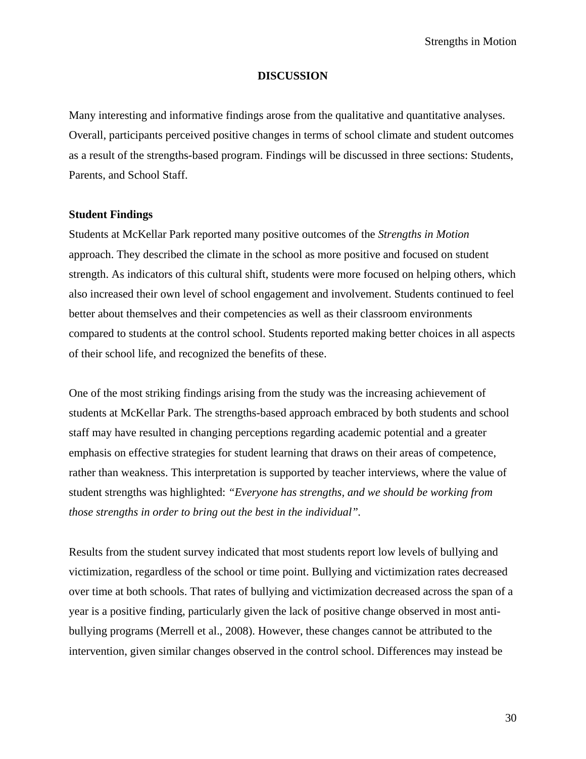## DISCUSSION

Many interesting and informative findings arose from the qualitative and quantitative analyses. Overall, participants perceived positive changes in terms of school climate and student outcomes as a result of the strengths-based program. Findings will be discussed in three sections: Students, Parents, and School Staff.

### Student Findings

Students at McKellar Park reported many positive outcomes of the *Strengths in Motion* approach. They described the climate in the school as more positive and focused on student strength. As indicators of this cultural shift, students were more focused on helping others, which also increased their own level of school engagement and involvement. Students continued to feel better about themselves and their competencies as well as their classroom environments compared to students at the control school. Students reported making better choices in all aspects of their school life, and recognized the benefits of these.

One of the most striking findings arising from the study was the increasing achievement of students at McKellar Park. The strengths-based approach embraced by both students and school staff may have resulted in changing perceptions regarding academic potential and a greater emphasis on effective strategies for student learning that draws on their areas of competence, rather than weakness. This interpretation is supported by teacher interviews, where the value of student strengths was highlighted: *"Everyone has strengths, and we should be working from those strengths in order to bring out the best in the individual"*.

Results from the student survey indicated that most students report low levels of bullying and victimization, regardless of the school or time point. Bullying and victimization rates decreased over time at both schools. That rates of bullying and victimization decreased across the span of a year is a positive finding, particularly given the lack of positive change observed in most anti-bullying programs (Merrell et al., 2008). However, these changes cannot be attributed to the intervention, given similar changes observed in the control school. Differences may instead be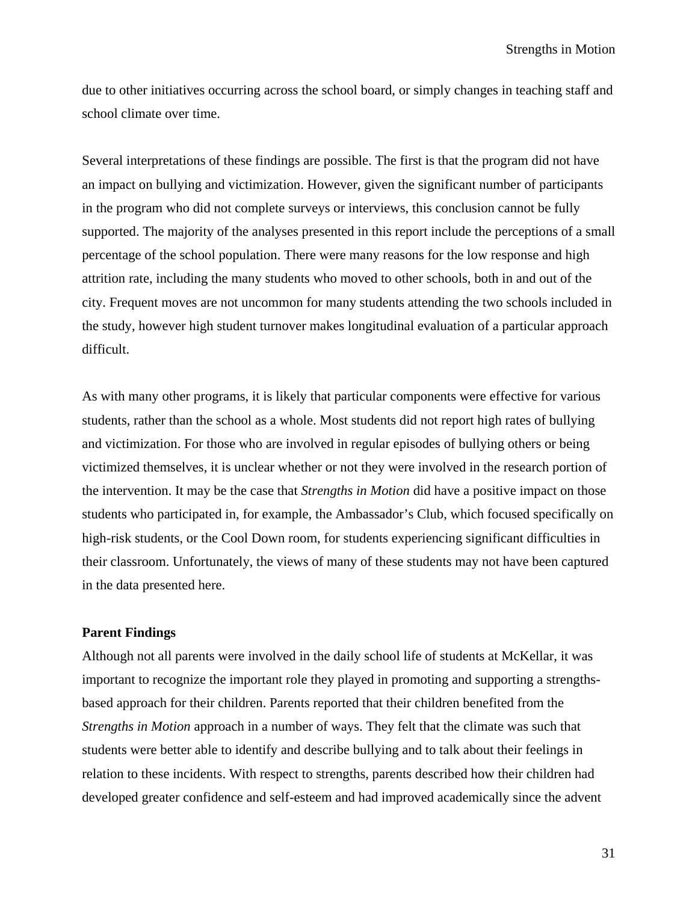due to other initiatives occurring across the school board, or simply changes in teaching staff and school climate over time.

Several interpretations of these findings are possible. The first is that the program did not have an impact on bullying and victimization. However, given the significant number of participants in the program who did not complete surveys or interviews, this conclusion cannot be fully supported. The majority of the analyses presented in this report include the perceptions of a small percentage of the school population. There were many reasons for the low response and high attrition rate, including the many students who moved to other schools, both in and out of the city. Frequent moves are not uncommon for many students attending the two schools included in the study, however high student turnover makes longitudinal evaluation of a particular approach difficult.

As with many other programs, it is likely that particular components were effective for various students, rather than the school as a whole. Most students did not report high rates of bullying and victimization. For those who are involved in regular episodes of bullying others or being victimized themselves, it is unclear whether or not they were involved in the research portion of the intervention. It may be the case that *Strengths in Motion* did have a positive impact on those students who participated in, for example, the Ambassador's Club, which focused specifically on high-risk students, or the Cool Down room, for students experiencing significant difficulties in their classroom. Unfortunately, the views of many of these students may not have been captured in the data presented here.

**Parent Findings**

Although not all parents were involved in the daily school life of students at McKellar, it was important to recognize the important role they played in promoting and supporting a strengths-based approach for their children. Parents reported that their children benefited from the *Strengths in Motion* approach in a number of ways. They felt that the climate was such that students were better able to identify and describe bullying and to talk about their feelings in relation to these incidents. With respect to strengths, parents described how their children had developed greater confidence and self-esteem and had improved academically since the advent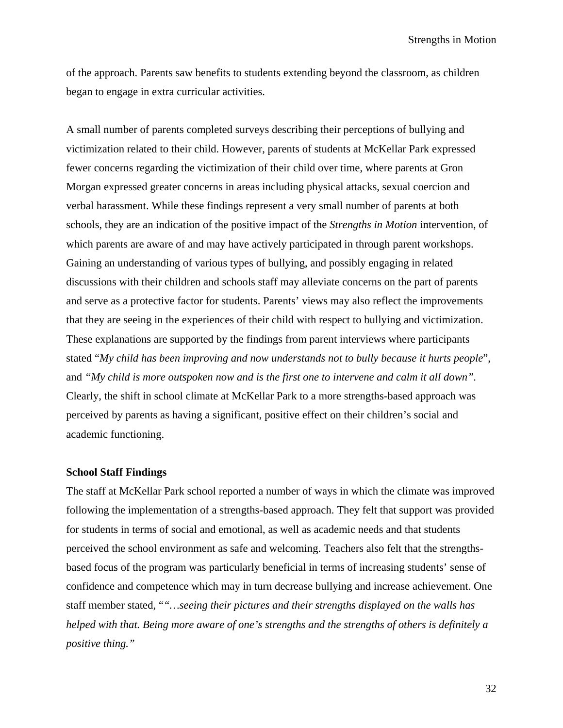of the approach. Parents saw benefits to students extending beyond the classroom, as children began to engage in extra curricular activities.

A small number of parents completed surveys describing their perceptions of bullying and victimization related to their child. However, parents of students at McKellar Park expressed fewer concerns regarding the victimization of their child over time, where parents at Gron Morgan expressed greater concerns in areas including physical attacks, sexual coercion and verbal harassment. While these findings represent a very small number of parents at both schools, they are an indication of the positive impact of the *Strengths in Motion* intervention, of which parents are aware of and may have actively participated in through parent workshops. Gaining an understanding of various types of bullying, and possibly engaging in related discussions with their children and schools staff may alleviate concerns on the part of parents and serve as a protective factor for students. Parents' views may also reflect the improvements that they are seeing in the experiences of their child with respect to bullying and victimization. These explanations are supported by the findings from parent interviews where participants stated "*My child has been improving and now understands not to bully because it hurts people*", and *"My child is more outspoken now and is the first one to intervene and calm it all down"*. Clearly, the shift in school climate at McKellar Park to a more strengths-based approach was perceived by parents as having a significant, positive effect on their children's social and academic functioning.

**School Staff Findings**

The staff at McKellar Park school reported a number of ways in which the climate was improved following the implementation of a strengths-based approach. They felt that support was provided for students in terms of social and emotional, as well as academic needs and that students perceived the school environment as safe and welcoming. Teachers also felt that the strengths-based focus of the program was particularly beneficial in terms of increasing students' sense of confidence and competence which may in turn decrease bullying and increase achievement. One staff member stated, "*"…seeing their pictures and their strengths displayed on the walls has helped with that. Being more aware of one's strengths and the strengths of others is definitely a positive thing."*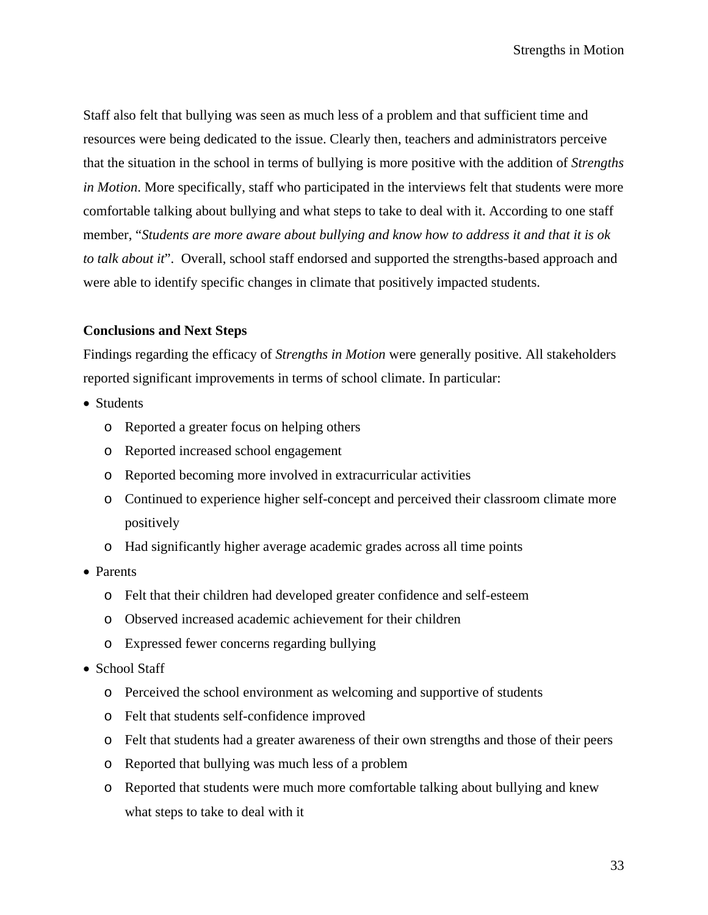Staff also felt that bullying was seen as much less of a problem and that sufficient time and resources were being dedicated to the issue. Clearly then, teachers and administrators perceive that the situation in the school in terms of bullying is more positive with the addition of *Strengths in Motion*. More specifically, staff who participated in the interviews felt that students were more comfortable talking about bullying and what steps to take to deal with it. According to one staff member, "*Students are more aware about bullying and know how to address it and that it is ok to talk about it*". Overall, school staff endorsed and supported the strengths-based approach and were able to identify specific changes in climate that positively impacted students.

**Conclusions and Next Steps**

Findings regarding the efficacy of *Strengths in Motion* were generally positive. All stakeholders reported significant improvements in terms of school climate. In particular:

- Students
    - Reported a greater focus on helping others
    - Reported increased school engagement
    - Reported becoming more involved in extracurricular activities
    - Continued to experience higher self-concept and perceived their classroom climate more positively
    - Had significantly higher average academic grades across all time points
- Parents
    - Felt that their children had developed greater confidence and self-esteem
    - Observed increased academic achievement for their children
    - Expressed fewer concerns regarding bullying
- School Staff
    - Perceived the school environment as welcoming and supportive of students
    - Felt that students self-confidence improved
    - Felt that students had a greater awareness of their own strengths and those of their peers
    - Reported that bullying was much less of a problem
    - Reported that students were much more comfortable talking about bullying and knew what steps to take to deal with it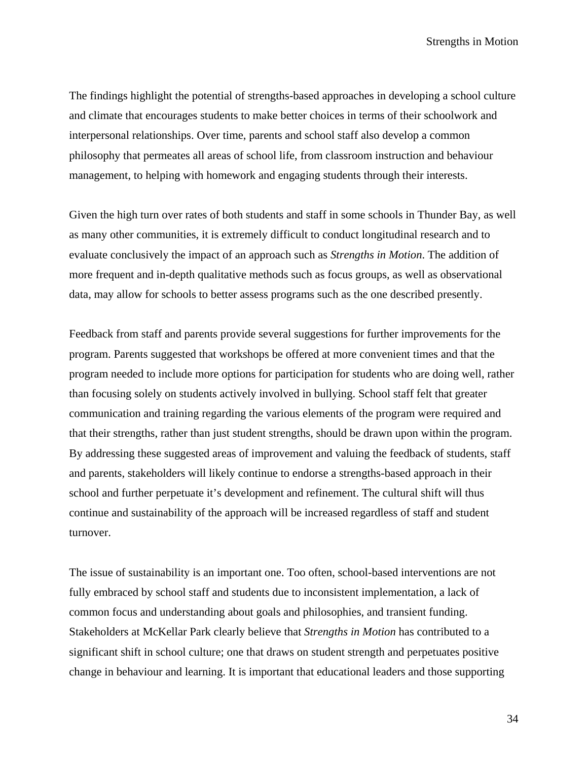The findings highlight the potential of strengths-based approaches in developing a school culture and climate that encourages students to make better choices in terms of their schoolwork and interpersonal relationships. Over time, parents and school staff also develop a common philosophy that permeates all areas of school life, from classroom instruction and behaviour management, to helping with homework and engaging students through their interests.

Given the high turn over rates of both students and staff in some schools in Thunder Bay, as well as many other communities, it is extremely difficult to conduct longitudinal research and to evaluate conclusively the impact of an approach such as *Strengths in Motion*. The addition of more frequent and in-depth qualitative methods such as focus groups, as well as observational data, may allow for schools to better assess programs such as the one described presently.

Feedback from staff and parents provide several suggestions for further improvements for the program. Parents suggested that workshops be offered at more convenient times and that the program needed to include more options for participation for students who are doing well, rather than focusing solely on students actively involved in bullying. School staff felt that greater communication and training regarding the various elements of the program were required and that their strengths, rather than just student strengths, should be drawn upon within the program. By addressing these suggested areas of improvement and valuing the feedback of students, staff and parents, stakeholders will likely continue to endorse a strengths-based approach in their school and further perpetuate it's development and refinement. The cultural shift will thus continue and sustainability of the approach will be increased regardless of staff and student turnover.

The issue of sustainability is an important one. Too often, school-based interventions are not fully embraced by school staff and students due to inconsistent implementation, a lack of common focus and understanding about goals and philosophies, and transient funding. Stakeholders at McKellar Park clearly believe that *Strengths in Motion* has contributed to a significant shift in school culture; one that draws on student strength and perpetuates positive change in behaviour and learning. It is important that educational leaders and those supporting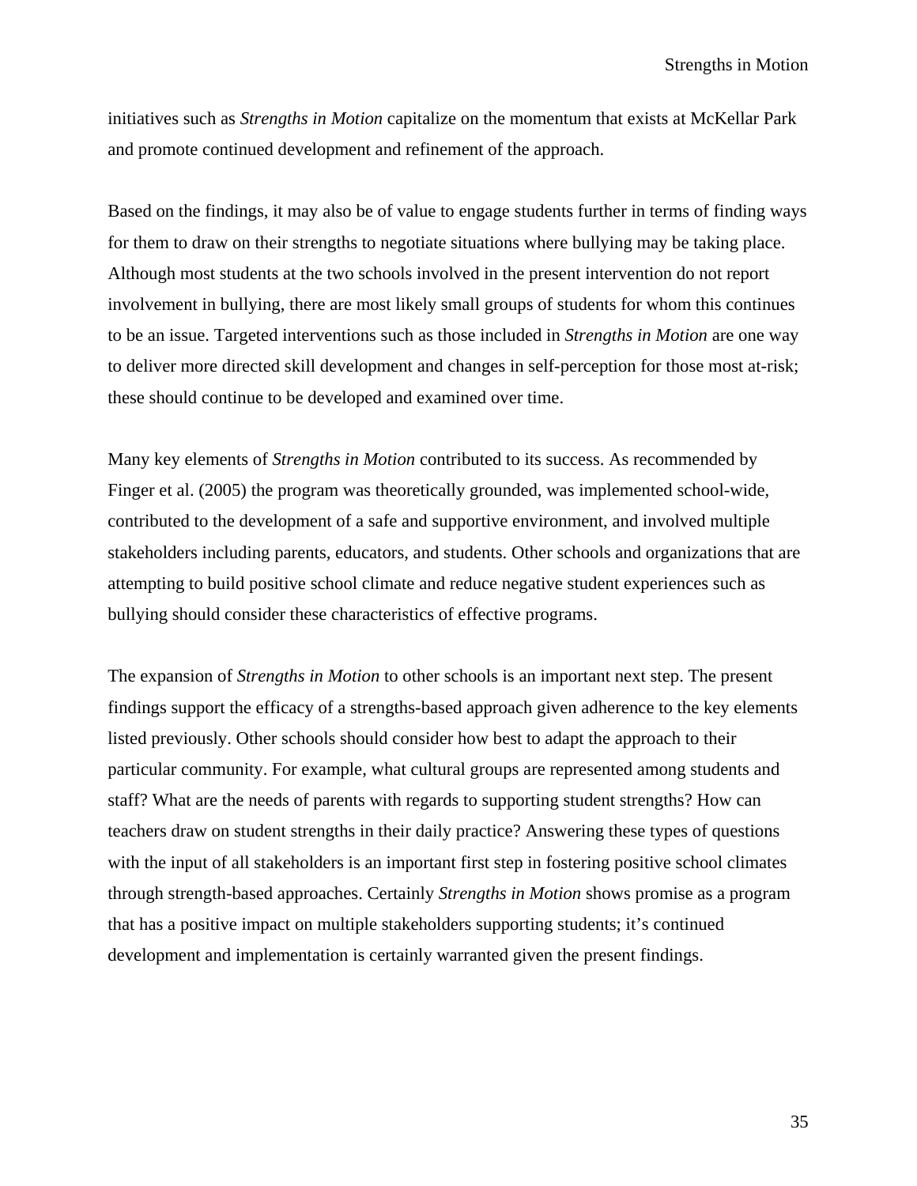initiatives such as *Strengths in Motion* capitalize on the momentum that exists at McKellar Park and promote continued development and refinement of the approach.

Based on the findings, it may also be of value to engage students further in terms of finding ways for them to draw on their strengths to negotiate situations where bullying may be taking place. Although most students at the two schools involved in the present intervention do not report involvement in bullying, there are most likely small groups of students for whom this continues to be an issue. Targeted interventions such as those included in *Strengths in Motion* are one way to deliver more directed skill development and changes in self-perception for those most at-risk; these should continue to be developed and examined over time.

Many key elements of *Strengths in Motion* contributed to its success. As recommended by Finger et al. (2005) the program was theoretically grounded, was implemented school-wide, contributed to the development of a safe and supportive environment, and involved multiple stakeholders including parents, educators, and students. Other schools and organizations that are attempting to build positive school climate and reduce negative student experiences such as bullying should consider these characteristics of effective programs.

The expansion of *Strengths in Motion* to other schools is an important next step. The present findings support the efficacy of a strengths-based approach given adherence to the key elements listed previously. Other schools should consider how best to adapt the approach to their particular community. For example, what cultural groups are represented among students and staff? What are the needs of parents with regards to supporting student strengths? How can teachers draw on student strengths in their daily practice? Answering these types of questions with the input of all stakeholders is an important first step in fostering positive school climates through strength-based approaches. Certainly *Strengths in Motion* shows promise as a program that has a positive impact on multiple stakeholders supporting students; it's continued development and implementation is certainly warranted given the present findings.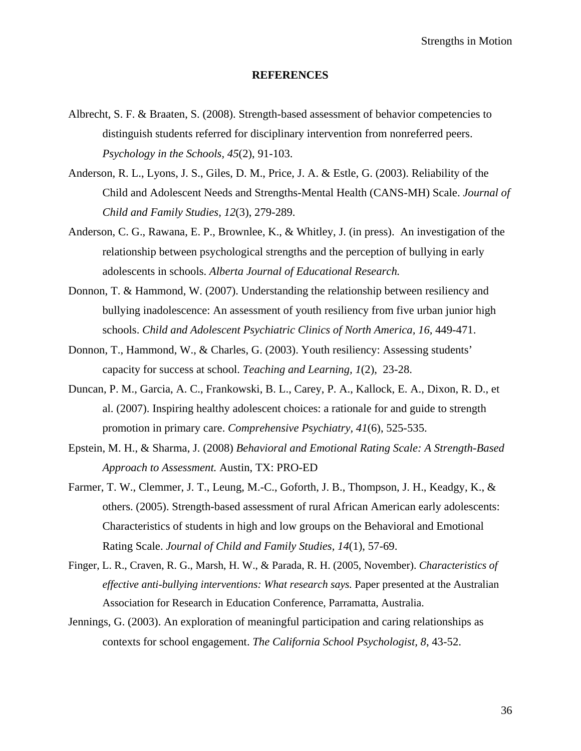## REFERENCES

Albrecht, S. F. & Braaten, S. (2008). Strength-based assessment of behavior competencies to distinguish students referred for disciplinary intervention from nonreferred peers. *Psychology in the Schools*, *45*(2), 91-103.

Anderson, R. L., Lyons, J. S., Giles, D. M., Price, J. A. & Estle, G. (2003). Reliability of the Child and Adolescent Needs and Strengths-Mental Health (CANS-MH) Scale. *Journal of Child and Family Studies, 12*(3), 279-289.

Anderson, C. G., Rawana, E. P., Brownlee, K., & Whitley, J. (in press). An investigation of the relationship between psychological strengths and the perception of bullying in early adolescents in schools. *Alberta Journal of Educational Research.*

Donnon, T. & Hammond, W. (2007). Understanding the relationship between resiliency and bullying inadolescence: An assessment of youth resiliency from five urban junior high schools. *Child and Adolescent Psychiatric Clinics of North America, 16,* 449-471.

Donnon, T., Hammond, W., & Charles, G. (2003). Youth resiliency: Assessing students' capacity for success at school. *Teaching and Learning, 1*(2), 23-28.

Duncan, P. M., Garcia, A. C., Frankowski, B. L., Carey, P. A., Kallock, E. A., Dixon, R. D., et al. (2007). Inspiring healthy adolescent choices: a rationale for and guide to strength promotion in primary care. *Comprehensive Psychiatry, 41*(6), 525-535.

Epstein, M. H., & Sharma, J. (2008) *Behavioral and Emotional Rating Scale: A Strength-Based Approach to Assessment.* Austin, TX: PRO-ED

Farmer, T. W., Clemmer, J. T., Leung, M.-C., Goforth, J. B., Thompson, J. H., Keadgy, K., & others. (2005). Strength-based assessment of rural African American early adolescents: Characteristics of students in high and low groups on the Behavioral and Emotional Rating Scale. *Journal of Child and Family Studies, 14*(1), 57-69.

Finger, L. R., Craven, R. G., Marsh, H. W., & Parada, R. H. (2005, November). *Characteristics of effective anti-bullying interventions: What research says.* Paper presented at the Australian Association for Research in Education Conference, Parramatta, Australia.

Jennings, G. (2003). An exploration of meaningful participation and caring relationships as contexts for school engagement. *The California School Psychologist, 8*, 43-52.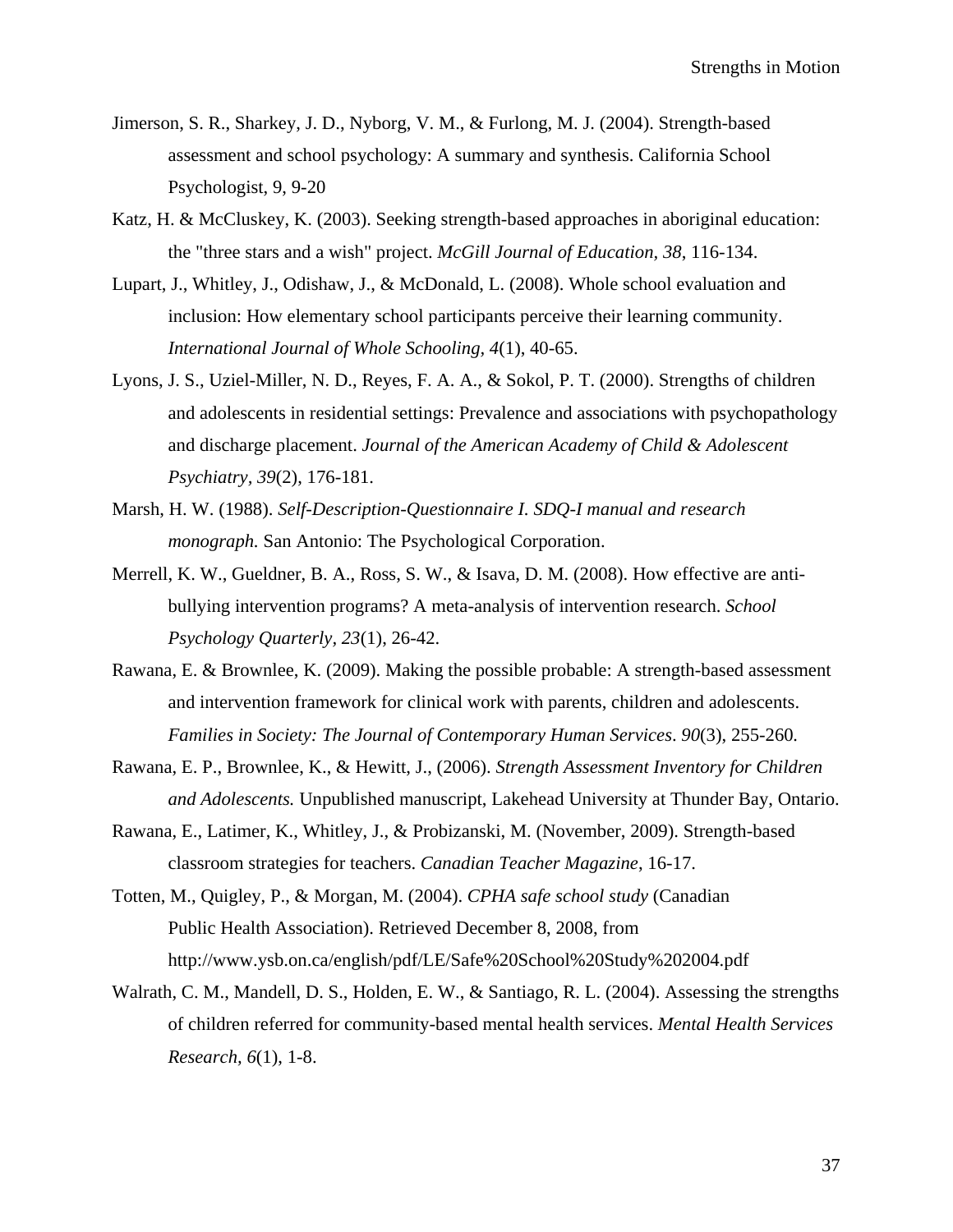Jimerson, S. R., Sharkey, J. D., Nyborg, V. M., & Furlong, M. J. (2004). Strength-based assessment and school psychology: A summary and synthesis. California School Psychologist, 9, 9-20

Katz, H. & McCluskey, K. (2003). Seeking strength-based approaches in aboriginal education: the "three stars and a wish" project. *McGill Journal of Education, 38*, 116-134.

Lupart, J., Whitley, J., Odishaw, J., & McDonald, L. (2008). Whole school evaluation and inclusion: How elementary school participants perceive their learning community. *International Journal of Whole Schooling, 4*(1), 40-65.

Lyons, J. S., Uziel-Miller, N. D., Reyes, F. A. A., & Sokol, P. T. (2000). Strengths of children and adolescents in residential settings: Prevalence and associations with psychopathology and discharge placement. *Journal of the American Academy of Child & Adolescent Psychiatry, 39*(2), 176-181.

Marsh, H. W. (1988). *Self-Description-Questionnaire I. SDQ-I manual and research monograph.* San Antonio: The Psychological Corporation.

Merrell, K. W., Gueldner, B. A., Ross, S. W., & Isava, D. M. (2008). How effective are anti-bullying intervention programs? A meta-analysis of intervention research. *School Psychology Quarterly, 23*(1), 26-42.

Rawana, E. & Brownlee, K. (2009). Making the possible probable: A strength-based assessment and intervention framework for clinical work with parents, children and adolescents. *Families in Society: The Journal of Contemporary Human Services*. *90*(3), 255-260.

Rawana, E. P., Brownlee, K., & Hewitt, J., (2006). *Strength Assessment Inventory for Children and Adolescents.* Unpublished manuscript, Lakehead University at Thunder Bay, Ontario.

Rawana, E., Latimer, K., Whitley, J., & Probizanski, M. (November, 2009). Strength-based classroom strategies for teachers. *Canadian Teacher Magazine*, 16-17.

Totten, M., Quigley, P., & Morgan, M. (2004). *CPHA safe school study* (Canadian Public Health Association). Retrieved December 8, 2008, from http://www.ysb.on.ca/english/pdf/LE/Safe%20School%20Study%202004.pdf

Walrath, C. M., Mandell, D. S., Holden, E. W., & Santiago, R. L. (2004). Assessing the strengths of children referred for community-based mental health services. *Mental Health Services Research, 6*(1), 1-8.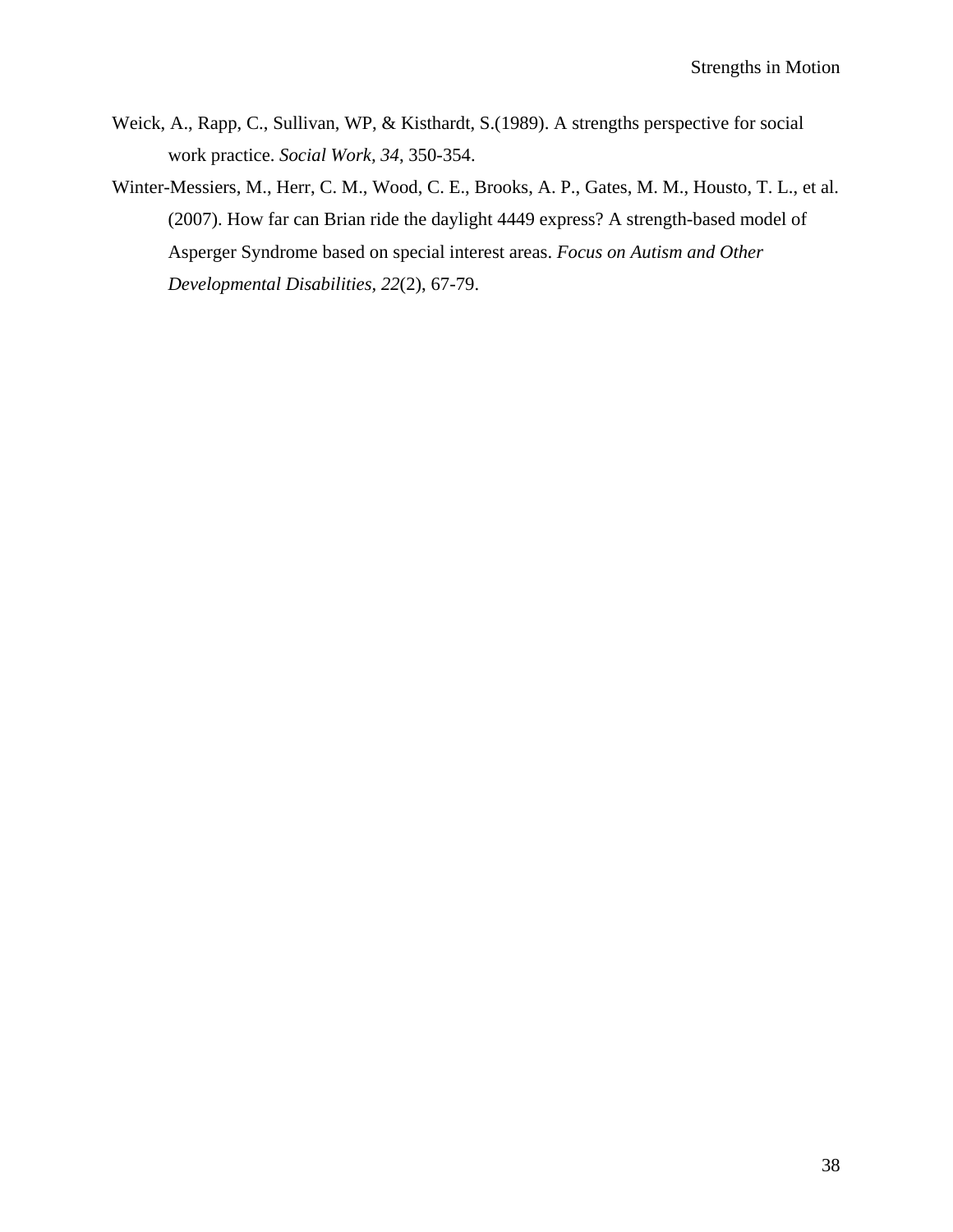Weick, A., Rapp, C., Sullivan, WP, & Kisthardt, S.(1989). A strengths perspective for social work practice. *Social Work, 34*, 350-354.

Winter-Messiers, M., Herr, C. M., Wood, C. E., Brooks, A. P., Gates, M. M., Housto, T. L., et al. (2007). How far can Brian ride the daylight 4449 express? A strength-based model of Asperger Syndrome based on special interest areas. *Focus on Autism and Other Developmental Disabilities, 22*(2), 67-79.